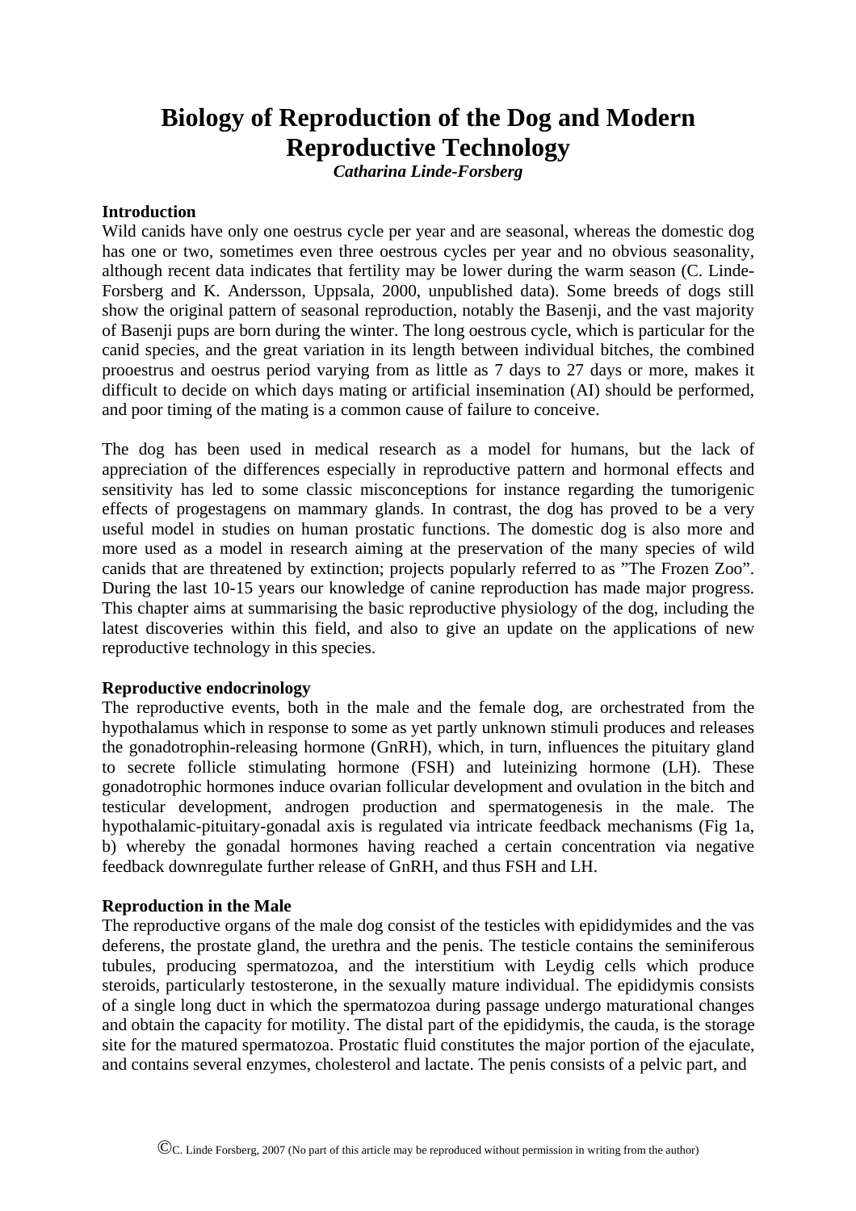# Biology of Reproduction of the Dog and Modern Reproductive Technology

***Catharina Linde-Forsberg***

## Introduction

Wild canids have only one oestrus cycle per year and are seasonal, whereas the domestic dog has one or two, sometimes even three oestrous cycles per year and no obvious seasonality, although recent data indicates that fertility may be lower during the warm season (C. Linde-Forsberg and K. Andersson, Uppsala, 2000, unpublished data). Some breeds of dogs still show the original pattern of seasonal reproduction, notably the Basenji, and the vast majority of Basenji pups are born during the winter. The long oestrous cycle, which is particular for the canid species, and the great variation in its length between individual bitches, the combined prooestrus and oestrus period varying from as little as 7 days to 27 days or more, makes it difficult to decide on which days mating or artificial insemination (AI) should be performed, and poor timing of the mating is a common cause of failure to conceive.

The dog has been used in medical research as a model for humans, but the lack of appreciation of the differences especially in reproductive pattern and hormonal effects and sensitivity has led to some classic misconceptions for instance regarding the tumorigenic effects of progestagens on mammary glands. In contrast, the dog has proved to be a very useful model in studies on human prostatic functions. The domestic dog is also more and more used as a model in research aiming at the preservation of the many species of wild canids that are threatened by extinction; projects popularly referred to as "The Frozen Zoo". During the last 10-15 years our knowledge of canine reproduction has made major progress. This chapter aims at summarising the basic reproductive physiology of the dog, including the latest discoveries within this field, and also to give an update on the applications of new reproductive technology in this species.

## Reproductive endocrinology

The reproductive events, both in the male and the female dog, are orchestrated from the hypothalamus which in response to some as yet partly unknown stimuli produces and releases the gonadotrophin-releasing hormone (GnRH), which, in turn, influences the pituitary gland to secrete follicle stimulating hormone (FSH) and luteinizing hormone (LH). These gonadotrophic hormones induce ovarian follicular development and ovulation in the bitch and testicular development, androgen production and spermatogenesis in the male. The hypothalamic-pituitary-gonadal axis is regulated via intricate feedback mechanisms (Fig 1a, b) whereby the gonadal hormones having reached a certain concentration via negative feedback downregulate further release of GnRH, and thus FSH and LH.

## Reproduction in the Male

The reproductive organs of the male dog consist of the testicles with epididymides and the vas deferens, the prostate gland, the urethra and the penis. The testicle contains the seminiferous tubules, producing spermatozoa, and the interstitium with Leydig cells which produce steroids, particularly testosterone, in the sexually mature individual. The epididymis consists of a single long duct in which the spermatozoa during passage undergo maturational changes and obtain the capacity for motility. The distal part of the epididymis, the cauda, is the storage site for the matured spermatozoa. Prostatic fluid constitutes the major portion of the ejaculate, and contains several enzymes, cholesterol and lactate. The penis consists of a pelvic part, and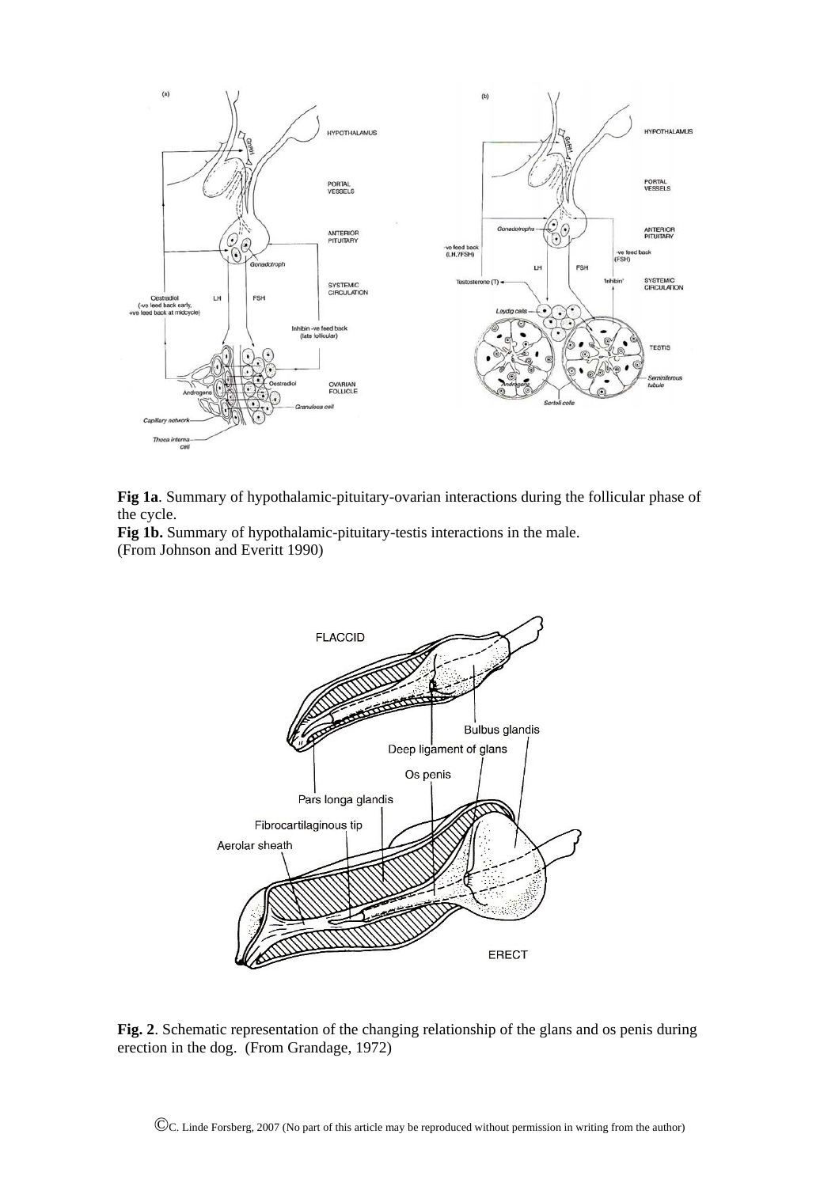**Fig 1a**. Summary of hypothalamic-pituitary-ovarian interactions during the follicular phase of the cycle.

**Fig 1b.** Summary of hypothalamic-pituitary-testis interactions in the male.
(From Johnson and Everitt 1990)

**Fig. 2**. Schematic representation of the changing relationship of the glans and os penis during erection in the dog. (From Grandage, 1972)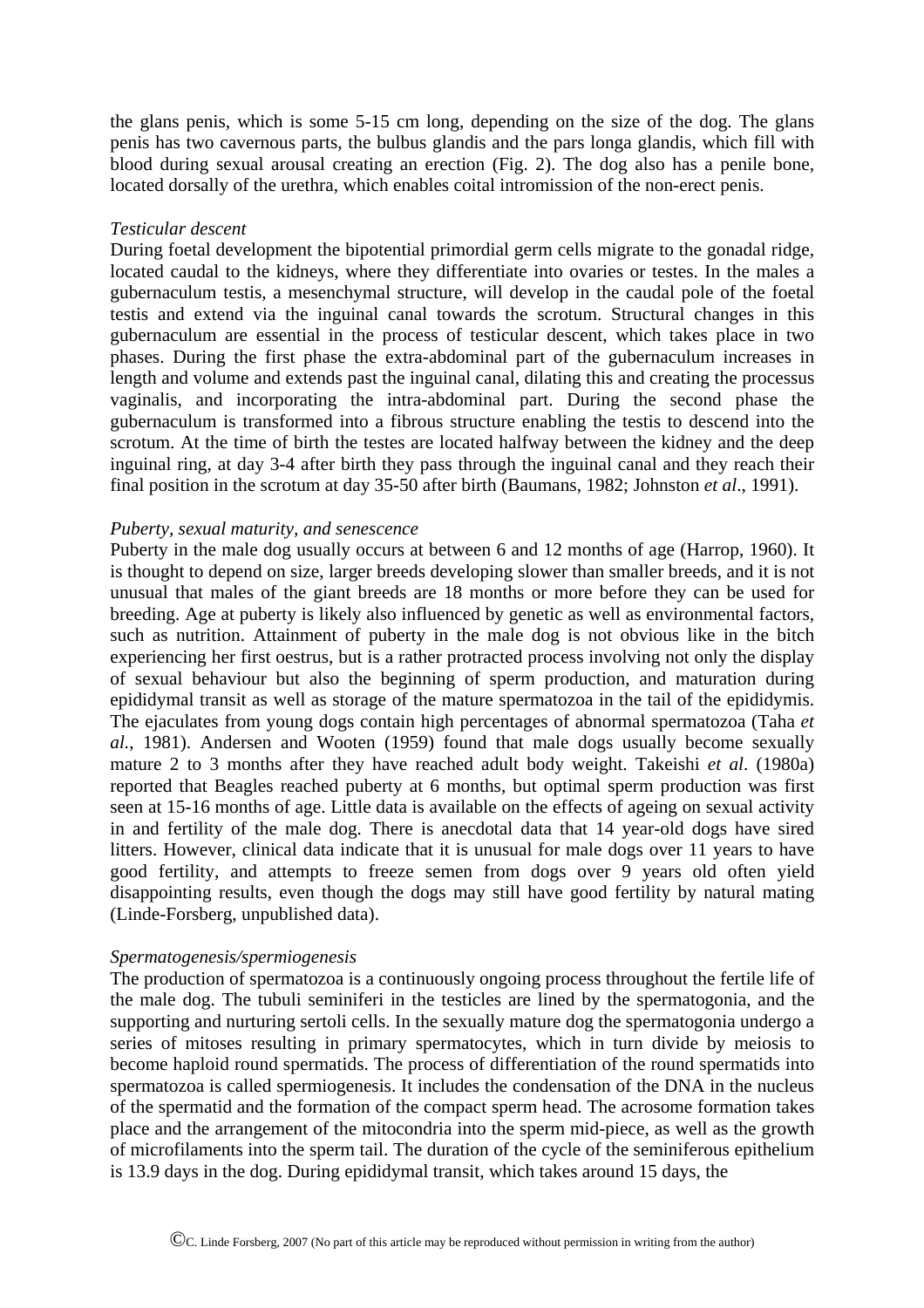the glans penis, which is some 5-15 cm long, depending on the size of the dog. The glans penis has two cavernous parts, the bulbus glandis and the pars longa glandis, which fill with blood during sexual arousal creating an erection (Fig. 2). The dog also has a penile bone, located dorsally of the urethra, which enables coital intromission of the non-erect penis.

*Testicular descent*

During foetal development the bipotential primordial germ cells migrate to the gonadal ridge, located caudal to the kidneys, where they differentiate into ovaries or testes. In the males a gubernaculum testis, a mesenchymal structure, will develop in the caudal pole of the foetal testis and extend via the inguinal canal towards the scrotum. Structural changes in this gubernaculum are essential in the process of testicular descent, which takes place in two phases. During the first phase the extra-abdominal part of the gubernaculum increases in length and volume and extends past the inguinal canal, dilating this and creating the processus vaginalis, and incorporating the intra-abdominal part. During the second phase the gubernaculum is transformed into a fibrous structure enabling the testis to descend into the scrotum. At the time of birth the testes are located halfway between the kidney and the deep inguinal ring, at day 3-4 after birth they pass through the inguinal canal and they reach their final position in the scrotum at day 35-50 after birth (Baumans, 1982; Johnston *et al*., 1991).

*Puberty, sexual maturity, and senescence*

Puberty in the male dog usually occurs at between 6 and 12 months of age (Harrop, 1960). It is thought to depend on size, larger breeds developing slower than smaller breeds, and it is not unusual that males of the giant breeds are 18 months or more before they can be used for breeding. Age at puberty is likely also influenced by genetic as well as environmental factors, such as nutrition. Attainment of puberty in the male dog is not obvious like in the bitch experiencing her first oestrus, but is a rather protracted process involving not only the display of sexual behaviour but also the beginning of sperm production, and maturation during epididymal transit as well as storage of the mature spermatozoa in the tail of the epididymis. The ejaculates from young dogs contain high percentages of abnormal spermatozoa (Taha *et al.*, 1981). Andersen and Wooten (1959) found that male dogs usually become sexually mature 2 to 3 months after they have reached adult body weight. Takeishi *et al*. (1980a) reported that Beagles reached puberty at 6 months, but optimal sperm production was first seen at 15-16 months of age. Little data is available on the effects of ageing on sexual activity in and fertility of the male dog. There is anecdotal data that 14 year-old dogs have sired litters. However, clinical data indicate that it is unusual for male dogs over 11 years to have good fertility, and attempts to freeze semen from dogs over 9 years old often yield disappointing results, even though the dogs may still have good fertility by natural mating (Linde-Forsberg, unpublished data).

*Spermatogenesis/spermiogenesis*

The production of spermatozoa is a continuously ongoing process throughout the fertile life of the male dog. The tubuli seminiferi in the testicles are lined by the spermatogonia, and the supporting and nurturing sertoli cells. In the sexually mature dog the spermatogonia undergo a series of mitoses resulting in primary spermatocytes, which in turn divide by meiosis to become haploid round spermatids. The process of differentiation of the round spermatids into spermatozoa is called spermiogenesis. It includes the condensation of the DNA in the nucleus of the spermatid and the formation of the compact sperm head. The acrosome formation takes place and the arrangement of the mitocondria into the sperm mid-piece, as well as the growth of microfilaments into the sperm tail. The duration of the cycle of the seminiferous epithelium is 13.9 days in the dog. During epididymal transit, which takes around 15 days, the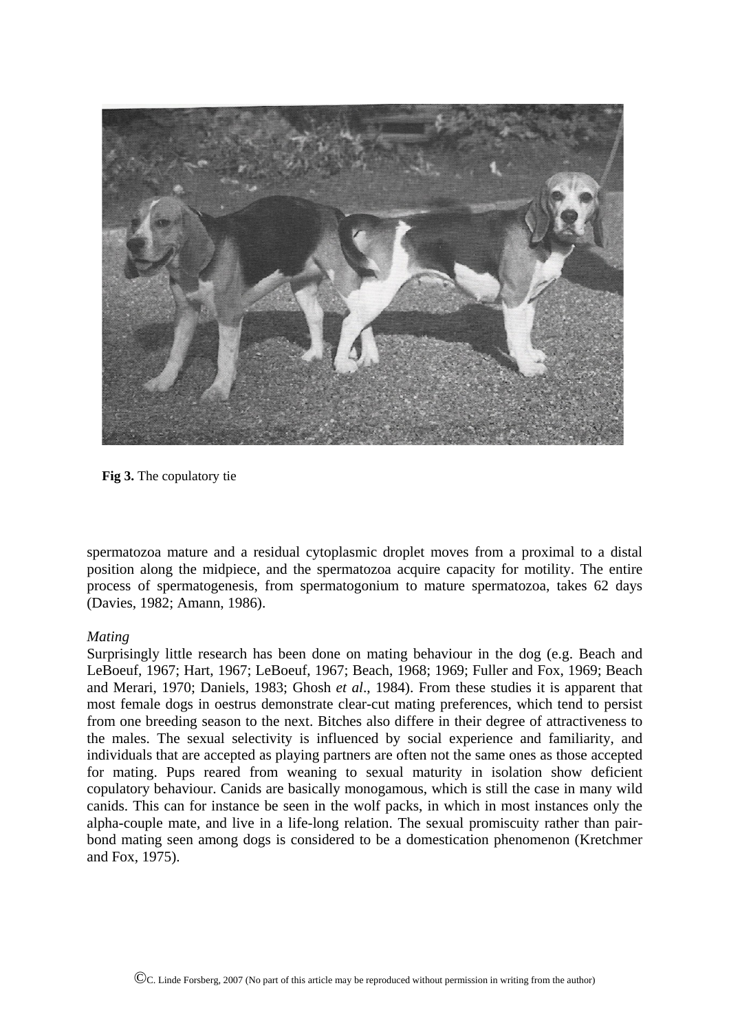**Fig 3.** The copulatory tie

spermatozoa mature and a residual cytoplasmic droplet moves from a proximal to a distal position along the midpiece, and the spermatozoa acquire capacity for motility. The entire process of spermatogenesis, from spermatogonium to mature spermatozoa, takes 62 days (Davies, 1982; Amann, 1986).

*Mating*

Surprisingly little research has been done on mating behaviour in the dog (e.g. Beach and LeBoeuf, 1967; Hart, 1967; LeBoeuf, 1967; Beach, 1968; 1969; Fuller and Fox, 1969; Beach and Merari, 1970; Daniels, 1983; Ghosh *et al*., 1984). From these studies it is apparent that most female dogs in oestrus demonstrate clear-cut mating preferences, which tend to persist from one breeding season to the next. Bitches also differe in their degree of attractiveness to the males. The sexual selectivity is influenced by social experience and familiarity, and individuals that are accepted as playing partners are often not the same ones as those accepted for mating. Pups reared from weaning to sexual maturity in isolation show deficient copulatory behaviour. Canids are basically monogamous, which is still the case in many wild canids. This can for instance be seen in the wolf packs, in which in most instances only the alpha-couple mate, and live in a life-long relation. The sexual promiscuity rather than pair-bond mating seen among dogs is considered to be a domestication phenomenon (Kretchmer and Fox, 1975).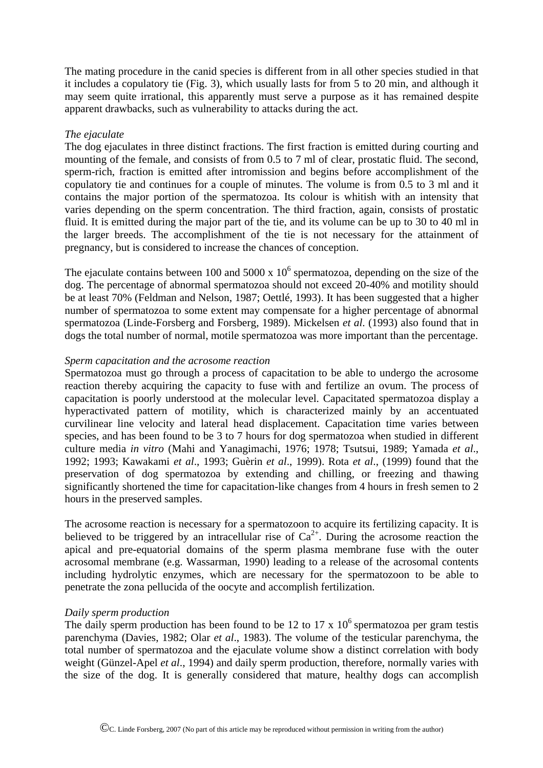The mating procedure in the canid species is different from in all other species studied in that it includes a copulatory tie (Fig. 3), which usually lasts for from 5 to 20 min, and although it may seem quite irrational, this apparently must serve a purpose as it has remained despite apparent drawbacks, such as vulnerability to attacks during the act.

*The ejaculate*

The dog ejaculates in three distinct fractions. The first fraction is emitted during courting and mounting of the female, and consists of from 0.5 to 7 ml of clear, prostatic fluid. The second, sperm-rich, fraction is emitted after intromission and begins before accomplishment of the copulatory tie and continues for a couple of minutes. The volume is from 0.5 to 3 ml and it contains the major portion of the spermatozoa. Its colour is whitish with an intensity that varies depending on the sperm concentration. The third fraction, again, consists of prostatic fluid. It is emitted during the major part of the tie, and its volume can be up to 30 to 40 ml in the larger breeds. The accomplishment of the tie is not necessary for the attainment of pregnancy, but is considered to increase the chances of conception.

The ejaculate contains between 100 and 5000 x $10^6$ spermatozoa, depending on the size of the dog. The percentage of abnormal spermatozoa should not exceed 20-40% and motility should be at least 70% (Feldman and Nelson, 1987; Oettlé, 1993). It has been suggested that a higher number of spermatozoa to some extent may compensate for a higher percentage of abnormal spermatozoa (Linde-Forsberg and Forsberg, 1989). Mickelsen *et al*. (1993) also found that in dogs the total number of normal, motile spermatozoa was more important than the percentage.

*Sperm capacitation and the acrosome reaction*

Spermatozoa must go through a process of capacitation to be able to undergo the acrosome reaction thereby acquiring the capacity to fuse with and fertilize an ovum. The process of capacitation is poorly understood at the molecular level. Capacitated spermatozoa display a hyperactivated pattern of motility, which is characterized mainly by an accentuated curvilinear line velocity and lateral head displacement. Capacitation time varies between species, and has been found to be 3 to 7 hours for dog spermatozoa when studied in different culture media *in vitro* (Mahi and Yanagimachi, 1976; 1978; Tsutsui, 1989; Yamada *et al*., 1992; 1993; Kawakami *et al*., 1993; Guèrin *et al*., 1999). Rota *et al*., (1999) found that the preservation of dog spermatozoa by extending and chilling, or freezing and thawing significantly shortened the time for capacitation-like changes from 4 hours in fresh semen to 2 hours in the preserved samples.

The acrosome reaction is necessary for a spermatozoon to acquire its fertilizing capacity. It is believed to be triggered by an intracellular rise of $Ca^{2+}$. During the acrosome reaction the apical and pre-equatorial domains of the sperm plasma membrane fuse with the outer acrosomal membrane (e.g. Wassarman, 1990) leading to a release of the acrosomal contents including hydrolytic enzymes, which are necessary for the spermatozoon to be able to penetrate the zona pellucida of the oocyte and accomplish fertilization.

*Daily sperm production*

The daily sperm production has been found to be 12 to 17 x $10^6$ spermatozoa per gram testis parenchyma (Davies, 1982; Olar *et al*., 1983). The volume of the testicular parenchyma, the total number of spermatozoa and the ejaculate volume show a distinct correlation with body weight (Günzel-Apel *et al*., 1994) and daily sperm production, therefore, normally varies with the size of the dog. It is generally considered that mature, healthy dogs can accomplish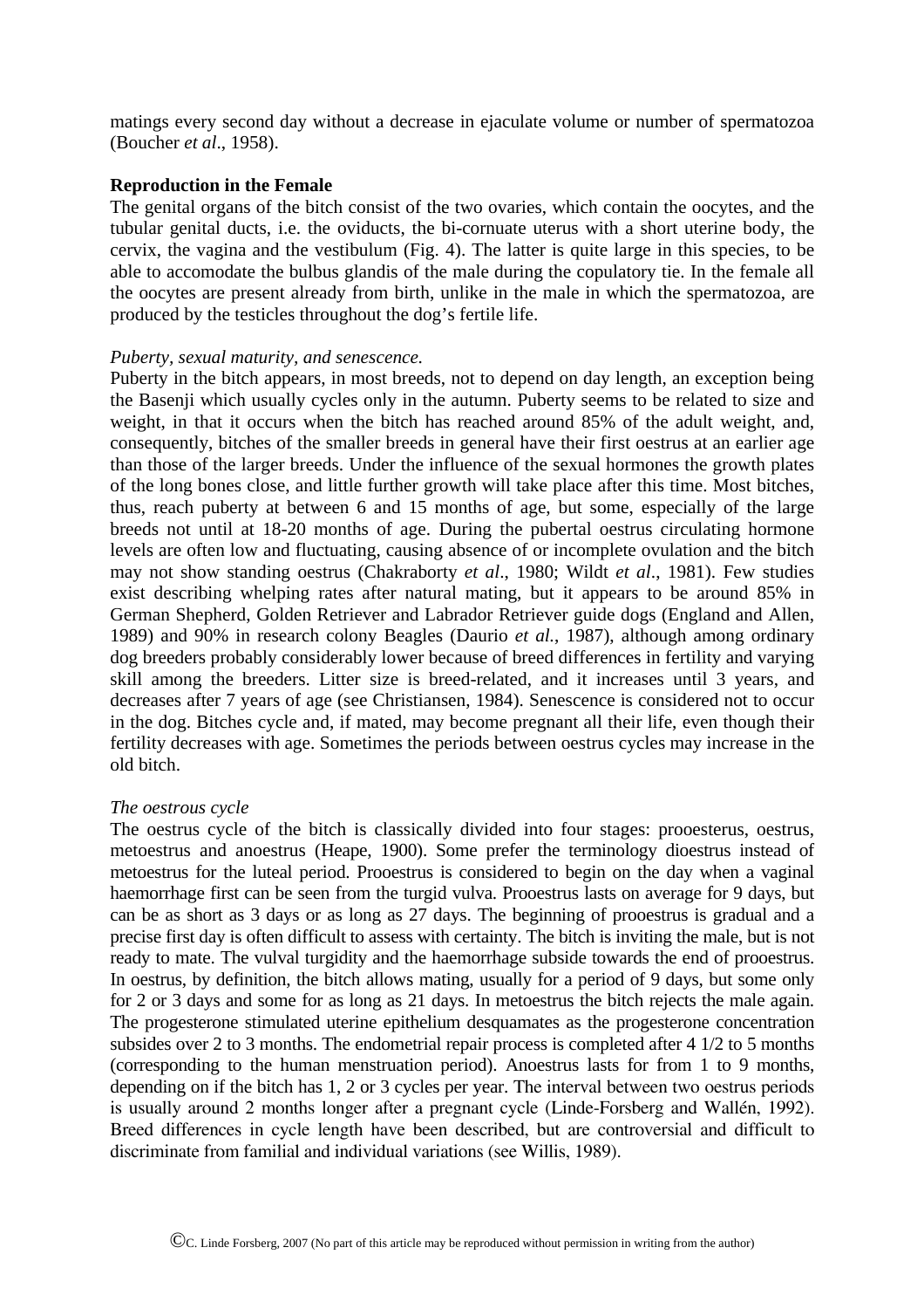matings every second day without a decrease in ejaculate volume or number of spermatozoa (Boucher *et al*., 1958).

**Reproduction in the Female**

The genital organs of the bitch consist of the two ovaries, which contain the oocytes, and the tubular genital ducts, i.e. the oviducts, the bi-cornuate uterus with a short uterine body, the cervix, the vagina and the vestibulum (Fig. 4). The latter is quite large in this species, to be able to accomodate the bulbus glandis of the male during the copulatory tie. In the female all the oocytes are present already from birth, unlike in the male in which the spermatozoa, are produced by the testicles throughout the dog's fertile life.

*Puberty, sexual maturity, and senescence.*

Puberty in the bitch appears, in most breeds, not to depend on day length, an exception being the Basenji which usually cycles only in the autumn. Puberty seems to be related to size and weight, in that it occurs when the bitch has reached around 85% of the adult weight, and, consequently, bitches of the smaller breeds in general have their first oestrus at an earlier age than those of the larger breeds. Under the influence of the sexual hormones the growth plates of the long bones close, and little further growth will take place after this time. Most bitches, thus, reach puberty at between 6 and 15 months of age, but some, especially of the large breeds not until at 18-20 months of age. During the pubertal oestrus circulating hormone levels are often low and fluctuating, causing absence of or incomplete ovulation and the bitch may not show standing oestrus (Chakraborty *et al*., 1980; Wildt *et al*., 1981). Few studies exist describing whelping rates after natural mating, but it appears to be around 85% in German Shepherd, Golden Retriever and Labrador Retriever guide dogs (England and Allen, 1989) and 90% in research colony Beagles (Daurio *et al.*, 1987), although among ordinary dog breeders probably considerably lower because of breed differences in fertility and varying skill among the breeders. Litter size is breed-related, and it increases until 3 years, and decreases after 7 years of age (see Christiansen, 1984). Senescence is considered not to occur in the dog. Bitches cycle and, if mated, may become pregnant all their life, even though their fertility decreases with age. Sometimes the periods between oestrus cycles may increase in the old bitch.

*The oestrous cycle*

The oestrus cycle of the bitch is classically divided into four stages: prooesterus, oestrus, metoestrus and anoestrus (Heape, 1900). Some prefer the terminology dioestrus instead of metoestrus for the luteal period. Prooestrus is considered to begin on the day when a vaginal haemorrhage first can be seen from the turgid vulva. Prooestrus lasts on average for 9 days, but can be as short as 3 days or as long as 27 days. The beginning of prooestrus is gradual and a precise first day is often difficult to assess with certainty. The bitch is inviting the male, but is not ready to mate. The vulval turgidity and the haemorrhage subside towards the end of prooestrus. In oestrus, by definition, the bitch allows mating, usually for a period of 9 days, but some only for 2 or 3 days and some for as long as 21 days. In metoestrus the bitch rejects the male again. The progesterone stimulated uterine epithelium desquamates as the progesterone concentration subsides over 2 to 3 months. The endometrial repair process is completed after 4 1/2 to 5 months (corresponding to the human menstruation period). Anoestrus lasts for from 1 to 9 months, depending on if the bitch has 1, 2 or 3 cycles per year. The interval between two oestrus periods is usually around 2 months longer after a pregnant cycle (Linde-Forsberg and Wallén, 1992). Breed differences in cycle length have been described, but are controversial and difficult to discriminate from familial and individual variations (see Willis, 1989).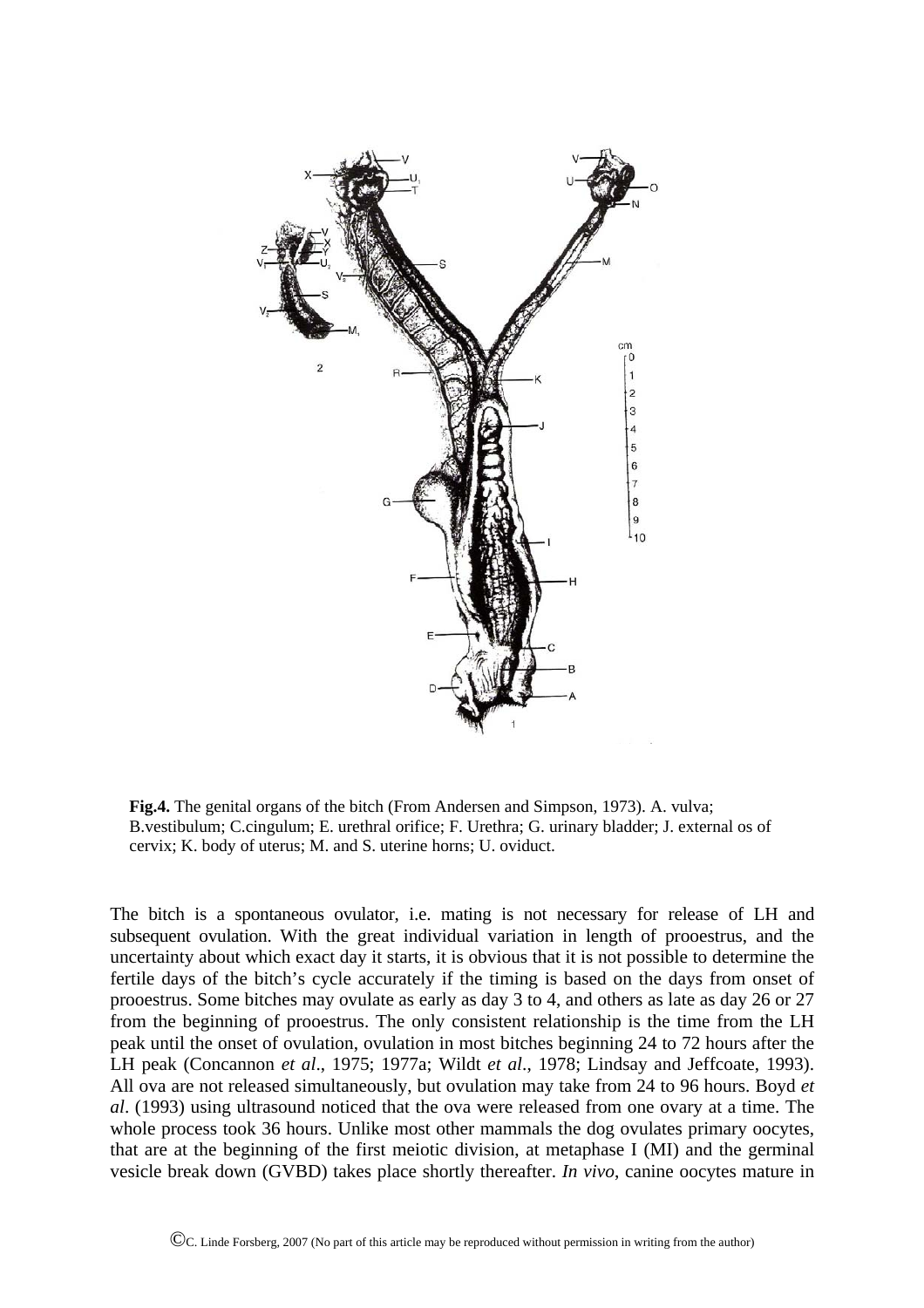**Fig.4.** The genital organs of the bitch (From Andersen and Simpson, 1973). A. vulva; B.vestibulum; C.cingulum; E. urethral orifice; F. Urethra; G. urinary bladder; J. external os of cervix; K. body of uterus; M. and S. uterine horns; U. oviduct.

The bitch is a spontaneous ovulator, i.e. mating is not necessary for release of LH and subsequent ovulation. With the great individual variation in length of prooestrus, and the uncertainty about which exact day it starts, it is obvious that it is not possible to determine the fertile days of the bitch's cycle accurately if the timing is based on the days from onset of prooestrus. Some bitches may ovulate as early as day 3 to 4, and others as late as day 26 or 27 from the beginning of prooestrus. The only consistent relationship is the time from the LH peak until the onset of ovulation, ovulation in most bitches beginning 24 to 72 hours after the LH peak (Concannon *et al*., 1975; 1977a; Wildt *et al*., 1978; Lindsay and Jeffcoate, 1993). All ova are not released simultaneously, but ovulation may take from 24 to 96 hours. Boyd *et al*. (1993) using ultrasound noticed that the ova were released from one ovary at a time. The whole process took 36 hours. Unlike most other mammals the dog ovulates primary oocytes, that are at the beginning of the first meiotic division, at metaphase I (MI) and the germinal vesicle break down (GVBD) takes place shortly thereafter. *In vivo*, canine oocytes mature in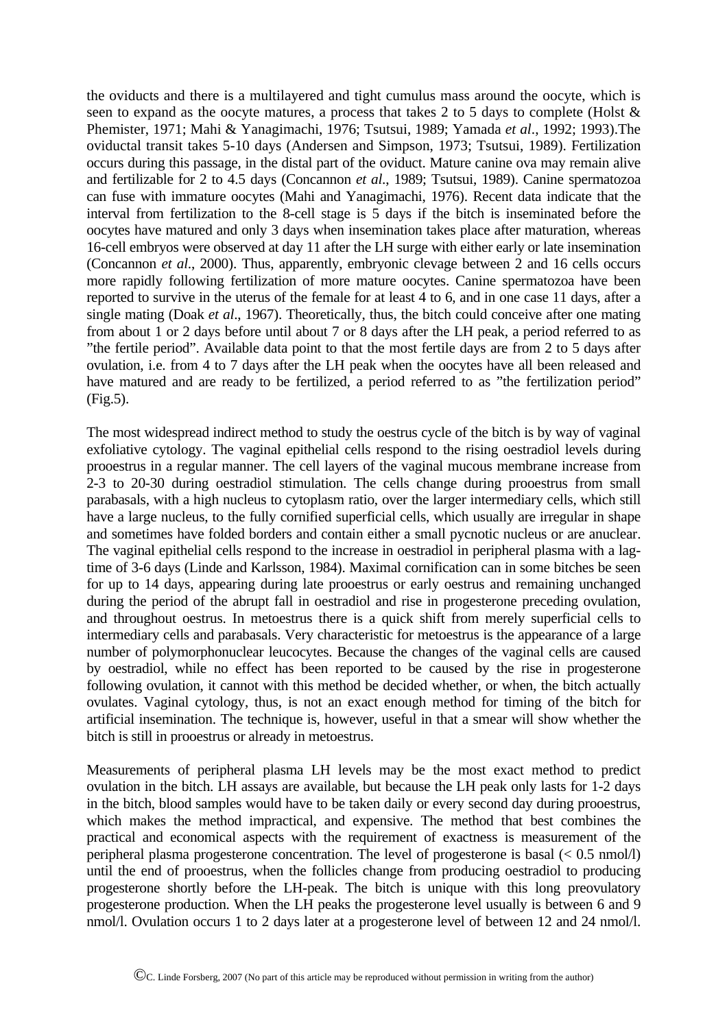the oviducts and there is a multilayered and tight cumulus mass around the oocyte, which is seen to expand as the oocyte matures, a process that takes 2 to 5 days to complete (Holst & Phemister, 1971; Mahi & Yanagimachi, 1976; Tsutsui, 1989; Yamada *et al*., 1992; 1993).The oviductal transit takes 5-10 days (Andersen and Simpson, 1973; Tsutsui, 1989). Fertilization occurs during this passage, in the distal part of the oviduct. Mature canine ova may remain alive and fertilizable for 2 to 4.5 days (Concannon *et al*., 1989; Tsutsui, 1989). Canine spermatozoa can fuse with immature oocytes (Mahi and Yanagimachi, 1976). Recent data indicate that the interval from fertilization to the 8-cell stage is 5 days if the bitch is inseminated before the oocytes have matured and only 3 days when insemination takes place after maturation, whereas 16-cell embryos were observed at day 11 after the LH surge with either early or late insemination (Concannon *et al*., 2000). Thus, apparently, embryonic clevage between 2 and 16 cells occurs more rapidly following fertilization of more mature oocytes. Canine spermatozoa have been reported to survive in the uterus of the female for at least 4 to 6, and in one case 11 days, after a single mating (Doak *et al*., 1967). Theoretically, thus, the bitch could conceive after one mating from about 1 or 2 days before until about 7 or 8 days after the LH peak, a period referred to as "the fertile period". Available data point to that the most fertile days are from 2 to 5 days after ovulation, i.e. from 4 to 7 days after the LH peak when the oocytes have all been released and have matured and are ready to be fertilized, a period referred to as "the fertilization period" (Fig.5).

The most widespread indirect method to study the oestrus cycle of the bitch is by way of vaginal exfoliative cytology. The vaginal epithelial cells respond to the rising oestradiol levels during prooestrus in a regular manner. The cell layers of the vaginal mucous membrane increase from 2-3 to 20-30 during oestradiol stimulation. The cells change during prooestrus from small parabasals, with a high nucleus to cytoplasm ratio, over the larger intermediary cells, which still have a large nucleus, to the fully cornified superficial cells, which usually are irregular in shape and sometimes have folded borders and contain either a small pycnotic nucleus or are anuclear. The vaginal epithelial cells respond to the increase in oestradiol in peripheral plasma with a lag-time of 3-6 days (Linde and Karlsson, 1984). Maximal cornification can in some bitches be seen for up to 14 days, appearing during late prooestrus or early oestrus and remaining unchanged during the period of the abrupt fall in oestradiol and rise in progesterone preceding ovulation, and throughout oestrus. In metoestrus there is a quick shift from merely superficial cells to intermediary cells and parabasals. Very characteristic for metoestrus is the appearance of a large number of polymorphonuclear leucocytes. Because the changes of the vaginal cells are caused by oestradiol, while no effect has been reported to be caused by the rise in progesterone following ovulation, it cannot with this method be decided whether, or when, the bitch actually ovulates. Vaginal cytology, thus, is not an exact enough method for timing of the bitch for artificial insemination. The technique is, however, useful in that a smear will show whether the bitch is still in prooestrus or already in metoestrus.

Measurements of peripheral plasma LH levels may be the most exact method to predict ovulation in the bitch. LH assays are available, but because the LH peak only lasts for 1-2 days in the bitch, blood samples would have to be taken daily or every second day during prooestrus, which makes the method impractical, and expensive. The method that best combines the practical and economical aspects with the requirement of exactness is measurement of the peripheral plasma progesterone concentration. The level of progesterone is basal (< 0.5 nmol/l) until the end of prooestrus, when the follicles change from producing oestradiol to producing progesterone shortly before the LH-peak. The bitch is unique with this long preovulatory progesterone production. When the LH peaks the progesterone level usually is between 6 and 9 nmol/l. Ovulation occurs 1 to 2 days later at a progesterone level of between 12 and 24 nmol/l.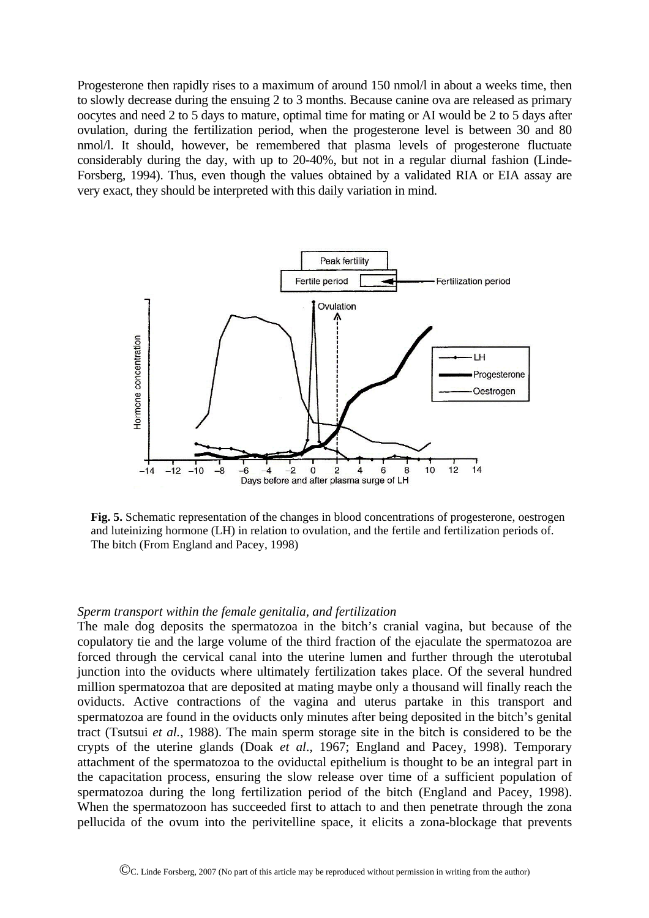Progesterone then rapidly rises to a maximum of around 150 nmol/l in about a weeks time, then to slowly decrease during the ensuing 2 to 3 months. Because canine ova are released as primary oocytes and need 2 to 5 days to mature, optimal time for mating or AI would be 2 to 5 days after ovulation, during the fertilization period, when the progesterone level is between 30 and 80 nmol/l. It should, however, be remembered that plasma levels of progesterone fluctuate considerably during the day, with up to 20-40%, but not in a regular diurnal fashion (Linde-Forsberg, 1994). Thus, even though the values obtained by a validated RIA or EIA assay are very exact, they should be interpreted with this daily variation in mind.

Peak fertility

Fertile period

Fertilization period

Ovulation

Hormone concentration

LH

Progesterone

Oestrogen

–14 –12 –10 –8 –6 –4 –2 0 2 4 6 8 10 12 14

Days before and after plasma surge of LH

**Fig. 5.** Schematic representation of the changes in blood concentrations of progesterone, oestrogen and luteinizing hormone (LH) in relation to ovulation, and the fertile and fertilization periods of. The bitch (From England and Pacey, 1998)

*Sperm transport within the female genitalia, and fertilization*

The male dog deposits the spermatozoa in the bitch's cranial vagina, but because of the copulatory tie and the large volume of the third fraction of the ejaculate the spermatozoa are forced through the cervical canal into the uterine lumen and further through the uterotubal junction into the oviducts where ultimately fertilization takes place. Of the several hundred million spermatozoa that are deposited at mating maybe only a thousand will finally reach the oviducts. Active contractions of the vagina and uterus partake in this transport and spermatozoa are found in the oviducts only minutes after being deposited in the bitch's genital tract (Tsutsui *et al.*, 1988). The main sperm storage site in the bitch is considered to be the crypts of the uterine glands (Doak *et al*., 1967; England and Pacey, 1998). Temporary attachment of the spermatozoa to the oviductal epithelium is thought to be an integral part in the capacitation process, ensuring the slow release over time of a sufficient population of spermatozoa during the long fertilization period of the bitch (England and Pacey, 1998). When the spermatozoon has succeeded first to attach to and then penetrate through the zona pellucida of the ovum into the perivitelline space, it elicits a zona-blockage that prevents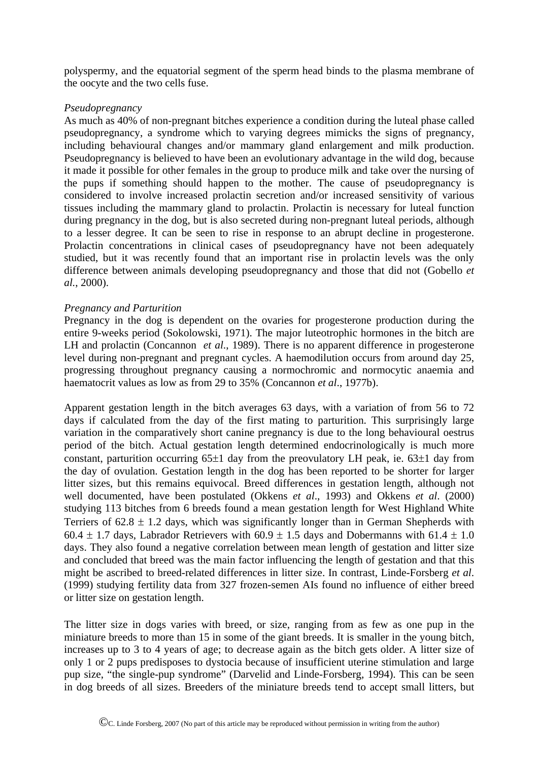polyspermy, and the equatorial segment of the sperm head binds to the plasma membrane of the oocyte and the two cells fuse.

*Pseudopregnancy*

As much as 40% of non-pregnant bitches experience a condition during the luteal phase called pseudopregnancy, a syndrome which to varying degrees mimicks the signs of pregnancy, including behavioural changes and/or mammary gland enlargement and milk production. Pseudopregnancy is believed to have been an evolutionary advantage in the wild dog, because it made it possible for other females in the group to produce milk and take over the nursing of the pups if something should happen to the mother. The cause of pseudopregnancy is considered to involve increased prolactin secretion and/or increased sensitivity of various tissues including the mammary gland to prolactin. Prolactin is necessary for luteal function during pregnancy in the dog, but is also secreted during non-pregnant luteal periods, although to a lesser degree. It can be seen to rise in response to an abrupt decline in progesterone. Prolactin concentrations in clinical cases of pseudopregnancy have not been adequately studied, but it was recently found that an important rise in prolactin levels was the only difference between animals developing pseudopregnancy and those that did not (Gobello *et al.*, 2000).

*Pregnancy and Parturition*

Pregnancy in the dog is dependent on the ovaries for progesterone production during the entire 9-weeks period (Sokolowski, 1971). The major luteotrophic hormones in the bitch are LH and prolactin (Concannon *et al*., 1989). There is no apparent difference in progesterone level during non-pregnant and pregnant cycles. A haemodilution occurs from around day 25, progressing throughout pregnancy causing a normochromic and normocytic anaemia and haematocrit values as low as from 29 to 35% (Concannon *et al*., 1977b).

Apparent gestation length in the bitch averages 63 days, with a variation of from 56 to 72 days if calculated from the day of the first mating to parturition. This surprisingly large variation in the comparatively short canine pregnancy is due to the long behavioural oestrus period of the bitch. Actual gestation length determined endocrinologically is much more constant, parturition occurring 65±1 day from the preovulatory LH peak, ie. 63±1 day from the day of ovulation. Gestation length in the dog has been reported to be shorter for larger litter sizes, but this remains equivocal. Breed differences in gestation length, although not well documented, have been postulated (Okkens *et al*., 1993) and Okkens *et al*. (2000) studying 113 bitches from 6 breeds found a mean gestation length for West Highland White Terriers of 62.8 ± 1.2 days, which was significantly longer than in German Shepherds with 60.4 ± 1.7 days, Labrador Retrievers with 60.9 ± 1.5 days and Dobermanns with 61.4 ± 1.0 days. They also found a negative correlation between mean length of gestation and litter size and concluded that breed was the main factor influencing the length of gestation and that this might be ascribed to breed-related differences in litter size. In contrast, Linde-Forsberg *et al*. (1999) studying fertility data from 327 frozen-semen AIs found no influence of either breed or litter size on gestation length.

The litter size in dogs varies with breed, or size, ranging from as few as one pup in the miniature breeds to more than 15 in some of the giant breeds. It is smaller in the young bitch, increases up to 3 to 4 years of age; to decrease again as the bitch gets older. A litter size of only 1 or 2 pups predisposes to dystocia because of insufficient uterine stimulation and large pup size, "the single-pup syndrome" (Darvelid and Linde-Forsberg, 1994). This can be seen in dog breeds of all sizes. Breeders of the miniature breeds tend to accept small litters, but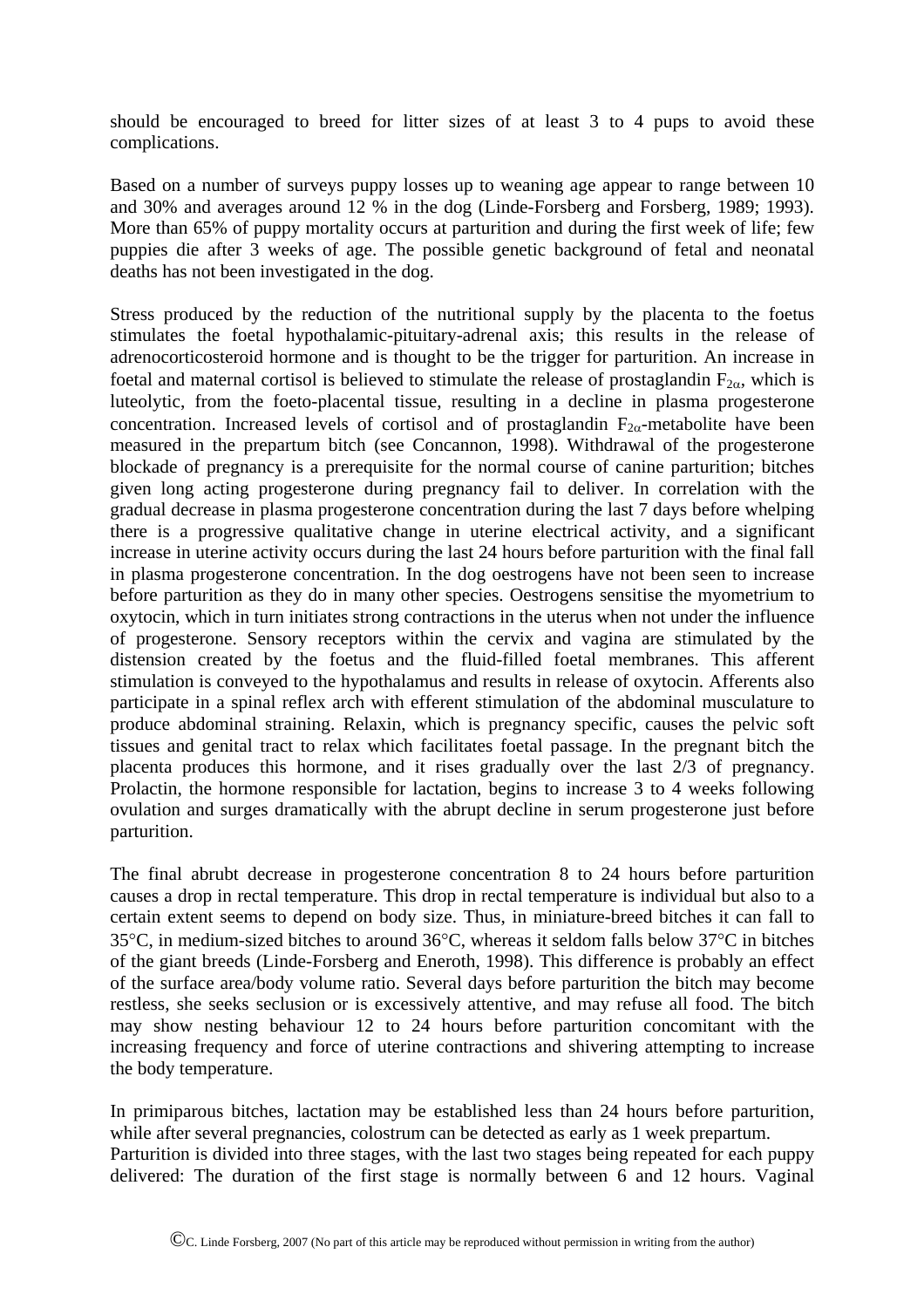should be encouraged to breed for litter sizes of at least 3 to 4 pups to avoid these complications.

Based on a number of surveys puppy losses up to weaning age appear to range between 10 and 30% and averages around 12 % in the dog (Linde-Forsberg and Forsberg, 1989; 1993). More than 65% of puppy mortality occurs at parturition and during the first week of life; few puppies die after 3 weeks of age. The possible genetic background of fetal and neonatal deaths has not been investigated in the dog.

Stress produced by the reduction of the nutritional supply by the placenta to the foetus stimulates the foetal hypothalamic-pituitary-adrenal axis; this results in the release of adrenocorticosteroid hormone and is thought to be the trigger for parturition. An increase in foetal and maternal cortisol is believed to stimulate the release of prostaglandin $F_{2\alpha}$, which is luteolytic, from the foeto-placental tissue, resulting in a decline in plasma progesterone concentration. Increased levels of cortisol and of prostaglandin $F_{2\alpha}$-metabolite have been measured in the prepartum bitch (see Concannon, 1998). Withdrawal of the progesterone blockade of pregnancy is a prerequisite for the normal course of canine parturition; bitches given long acting progesterone during pregnancy fail to deliver. In correlation with the gradual decrease in plasma progesterone concentration during the last 7 days before whelping there is a progressive qualitative change in uterine electrical activity, and a significant increase in uterine activity occurs during the last 24 hours before parturition with the final fall in plasma progesterone concentration. In the dog oestrogens have not been seen to increase before parturition as they do in many other species. Oestrogens sensitise the myometrium to oxytocin, which in turn initiates strong contractions in the uterus when not under the influence of progesterone. Sensory receptors within the cervix and vagina are stimulated by the distension created by the foetus and the fluid-filled foetal membranes. This afferent stimulation is conveyed to the hypothalamus and results in release of oxytocin. Afferents also participate in a spinal reflex arch with efferent stimulation of the abdominal musculature to produce abdominal straining. Relaxin, which is pregnancy specific, causes the pelvic soft tissues and genital tract to relax which facilitates foetal passage. In the pregnant bitch the placenta produces this hormone, and it rises gradually over the last 2/3 of pregnancy. Prolactin, the hormone responsible for lactation, begins to increase 3 to 4 weeks following ovulation and surges dramatically with the abrupt decline in serum progesterone just before parturition.

The final abrubt decrease in progesterone concentration 8 to 24 hours before parturition causes a drop in rectal temperature. This drop in rectal temperature is individual but also to a certain extent seems to depend on body size. Thus, in miniature-breed bitches it can fall to 35°C, in medium-sized bitches to around 36°C, whereas it seldom falls below 37°C in bitches of the giant breeds (Linde-Forsberg and Eneroth, 1998). This difference is probably an effect of the surface area/body volume ratio. Several days before parturition the bitch may become restless, she seeks seclusion or is excessively attentive, and may refuse all food. The bitch may show nesting behaviour 12 to 24 hours before parturition concomitant with the increasing frequency and force of uterine contractions and shivering attempting to increase the body temperature.

In primiparous bitches, lactation may be established less than 24 hours before parturition, while after several pregnancies, colostrum can be detected as early as 1 week prepartum.
Parturition is divided into three stages, with the last two stages being repeated for each puppy delivered: The duration of the first stage is normally between 6 and 12 hours. Vaginal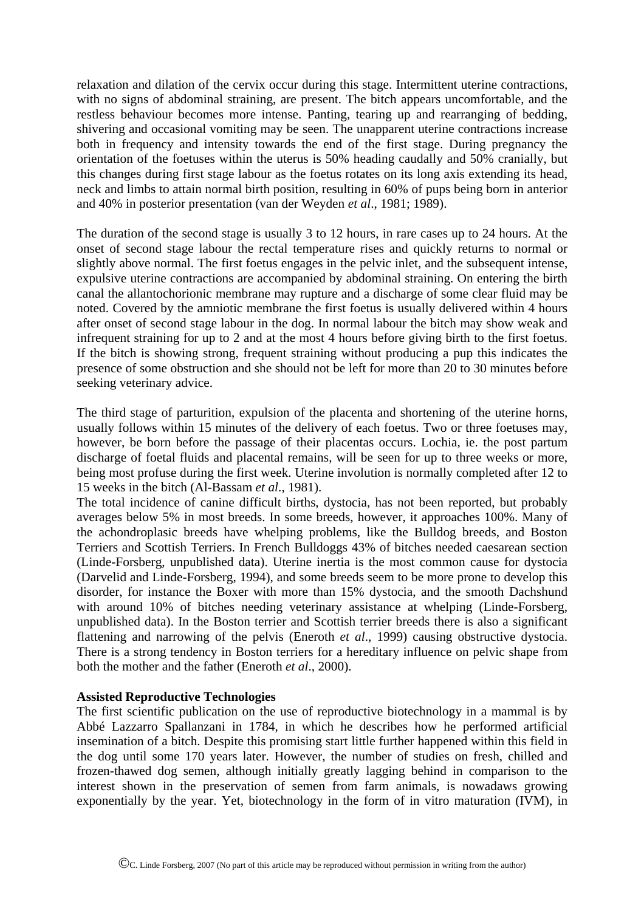relaxation and dilation of the cervix occur during this stage. Intermittent uterine contractions, with no signs of abdominal straining, are present. The bitch appears uncomfortable, and the restless behaviour becomes more intense. Panting, tearing up and rearranging of bedding, shivering and occasional vomiting may be seen. The unapparent uterine contractions increase both in frequency and intensity towards the end of the first stage. During pregnancy the orientation of the foetuses within the uterus is 50% heading caudally and 50% cranially, but this changes during first stage labour as the foetus rotates on its long axis extending its head, neck and limbs to attain normal birth position, resulting in 60% of pups being born in anterior and 40% in posterior presentation (van der Weyden *et al*., 1981; 1989).

The duration of the second stage is usually 3 to 12 hours, in rare cases up to 24 hours. At the onset of second stage labour the rectal temperature rises and quickly returns to normal or slightly above normal. The first foetus engages in the pelvic inlet, and the subsequent intense, expulsive uterine contractions are accompanied by abdominal straining. On entering the birth canal the allantochorionic membrane may rupture and a discharge of some clear fluid may be noted. Covered by the amniotic membrane the first foetus is usually delivered within 4 hours after onset of second stage labour in the dog. In normal labour the bitch may show weak and infrequent straining for up to 2 and at the most 4 hours before giving birth to the first foetus. If the bitch is showing strong, frequent straining without producing a pup this indicates the presence of some obstruction and she should not be left for more than 20 to 30 minutes before seeking veterinary advice.

The third stage of parturition, expulsion of the placenta and shortening of the uterine horns, usually follows within 15 minutes of the delivery of each foetus. Two or three foetuses may, however, be born before the passage of their placentas occurs. Lochia, ie. the post partum discharge of foetal fluids and placental remains, will be seen for up to three weeks or more, being most profuse during the first week. Uterine involution is normally completed after 12 to 15 weeks in the bitch (Al-Bassam *et al*., 1981).

The total incidence of canine difficult births, dystocia, has not been reported, but probably averages below 5% in most breeds. In some breeds, however, it approaches 100%. Many of the achondroplasic breeds have whelping problems, like the Bulldog breeds, and Boston Terriers and Scottish Terriers. In French Bulldoggs 43% of bitches needed caesarean section (Linde-Forsberg, unpublished data). Uterine inertia is the most common cause for dystocia (Darvelid and Linde-Forsberg, 1994), and some breeds seem to be more prone to develop this disorder, for instance the Boxer with more than 15% dystocia, and the smooth Dachshund with around 10% of bitches needing veterinary assistance at whelping (Linde-Forsberg, unpublished data). In the Boston terrier and Scottish terrier breeds there is also a significant flattening and narrowing of the pelvis (Eneroth *et al*., 1999) causing obstructive dystocia. There is a strong tendency in Boston terriers for a hereditary influence on pelvic shape from both the mother and the father (Eneroth *et al*., 2000).

**Assisted Reproductive Technologies**

The first scientific publication on the use of reproductive biotechnology in a mammal is by Abbé Lazzarro Spallanzani in 1784, in which he describes how he performed artificial insemination of a bitch. Despite this promising start little further happened within this field in the dog until some 170 years later. However, the number of studies on fresh, chilled and frozen-thawed dog semen, although initially greatly lagging behind in comparison to the interest shown in the preservation of semen from farm animals, is nowadaws growing exponentially by the year. Yet, biotechnology in the form of in vitro maturation (IVM), in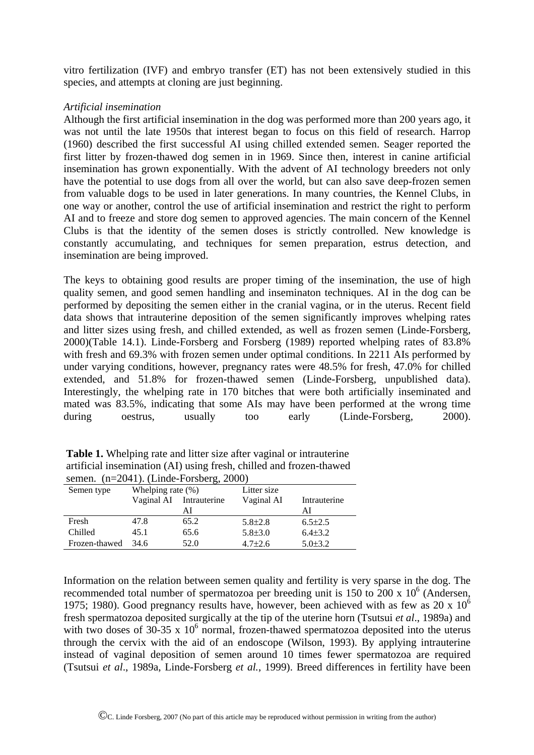vitro fertilization (IVF) and embryo transfer (ET) has not been extensively studied in this species, and attempts at cloning are just beginning.

*Artificial insemination*

Although the first artificial insemination in the dog was performed more than 200 years ago, it was not until the late 1950s that interest began to focus on this field of research. Harrop (1960) described the first successful AI using chilled extended semen. Seager reported the first litter by frozen-thawed dog semen in in 1969. Since then, interest in canine artificial insemination has grown exponentially. With the advent of AI technology breeders not only have the potential to use dogs from all over the world, but can also save deep-frozen semen from valuable dogs to be used in later generations. In many countries, the Kennel Clubs, in one way or another, control the use of artificial insemination and restrict the right to perform AI and to freeze and store dog semen to approved agencies. The main concern of the Kennel Clubs is that the identity of the semen doses is strictly controlled. New knowledge is constantly accumulating, and techniques for semen preparation, estrus detection, and insemination are being improved.

The keys to obtaining good results are proper timing of the insemination, the use of high quality semen, and good semen handling and inseminaton techniques. AI in the dog can be performed by depositing the semen either in the cranial vagina, or in the uterus. Recent field data shows that intrauterine deposition of the semen significantly improves whelping rates and litter sizes using fresh, and chilled extended, as well as frozen semen (Linde-Forsberg, 2000)(Table 14.1). Linde-Forsberg and Forsberg (1989) reported whelping rates of 83.8% with fresh and 69.3% with frozen semen under optimal conditions. In 2211 AIs performed by under varying conditions, however, pregnancy rates were 48.5% for fresh, 47.0% for chilled extended, and 51.8% for frozen-thawed semen (Linde-Forsberg, unpublished data). Interestingly, the whelping rate in 170 bitches that were both artificially inseminated and mated was 83.5%, indicating that some AIs may have been performed at the wrong time during oestrus, usually too early (Linde-Forsberg, 2000).

**Table 1.** Whelping rate and litter size after vaginal or intrauterine artificial insemination (AI) using fresh, chilled and frozen-thawed semen. (n=2041). (Linde-Forsberg, 2000)

| Semen type | Whelping rate (%) | | Litter size | |
|---|---|---|---|---|
| | Vaginal AI | Intrauterine AI | Vaginal AI | Intrauterine AI |
| Fresh | 47.8 | 65.2 | 5.8±2.8 | 6.5±2.5 |
| Chilled | 45.1 | 65.6 | 5.8±3.0 | 6.4±3.2 |
| Frozen-thawed | 34.6 | 52.0 | 4.7±2.6 | 5.0±3.2 |

Information on the relation between semen quality and fertility is very sparse in the dog. The recommended total number of spermatozoa per breeding unit is 150 to 200 x $10^6$ (Andersen, 1975; 1980). Good pregnancy results have, however, been achieved with as few as 20 x $10^6$ fresh spermatozoa deposited surgically at the tip of the uterine horn (Tsutsui *et al*., 1989a) and with two doses of 30-35 x $10^6$ normal, frozen-thawed spermatozoa deposited into the uterus through the cervix with the aid of an endoscope (Wilson, 1993). By applying intrauterine instead of vaginal deposition of semen around 10 times fewer spermatozoa are required (Tsutsui *et al*., 1989a, Linde-Forsberg *et al.*, 1999). Breed differences in fertility have been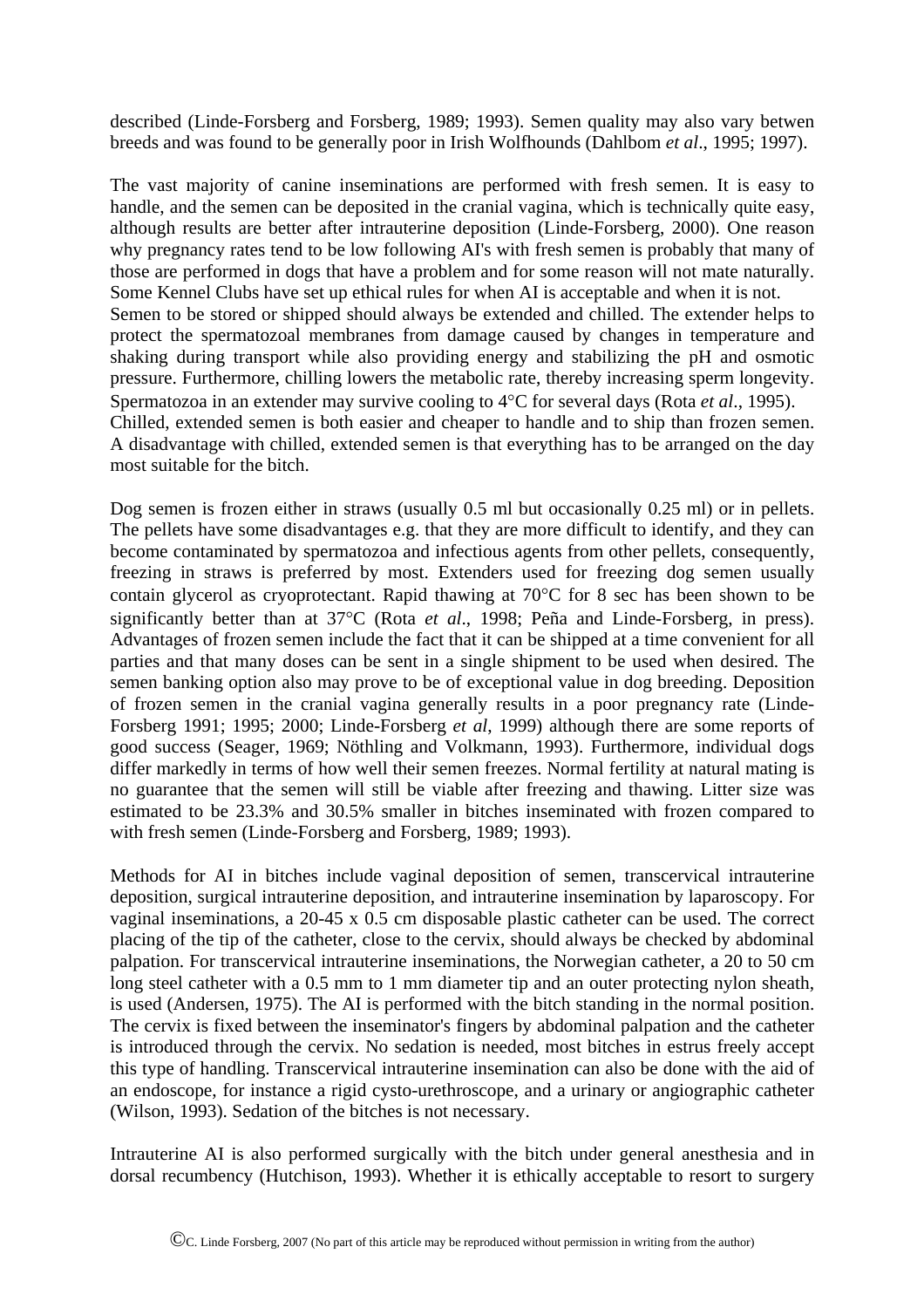described (Linde-Forsberg and Forsberg, 1989; 1993). Semen quality may also vary betwen breeds and was found to be generally poor in Irish Wolfhounds (Dahlbom *et al*., 1995; 1997).

The vast majority of canine inseminations are performed with fresh semen. It is easy to handle, and the semen can be deposited in the cranial vagina, which is technically quite easy, although results are better after intrauterine deposition (Linde-Forsberg, 2000). One reason why pregnancy rates tend to be low following AI's with fresh semen is probably that many of those are performed in dogs that have a problem and for some reason will not mate naturally. Some Kennel Clubs have set up ethical rules for when AI is acceptable and when it is not.
Semen to be stored or shipped should always be extended and chilled. The extender helps to protect the spermatozoal membranes from damage caused by changes in temperature and shaking during transport while also providing energy and stabilizing the pH and osmotic pressure. Furthermore, chilling lowers the metabolic rate, thereby increasing sperm longevity. Spermatozoa in an extender may survive cooling to 4°C for several days (Rota *et al*., 1995).
Chilled, extended semen is both easier and cheaper to handle and to ship than frozen semen. A disadvantage with chilled, extended semen is that everything has to be arranged on the day most suitable for the bitch.

Dog semen is frozen either in straws (usually 0.5 ml but occasionally 0.25 ml) or in pellets. The pellets have some disadvantages e.g. that they are more difficult to identify, and they can become contaminated by spermatozoa and infectious agents from other pellets, consequently, freezing in straws is preferred by most. Extenders used for freezing dog semen usually contain glycerol as cryoprotectant. Rapid thawing at 70°C for 8 sec has been shown to be significantly better than at 37°C (Rota *et al*., 1998; Peña and Linde-Forsberg, in press). Advantages of frozen semen include the fact that it can be shipped at a time convenient for all parties and that many doses can be sent in a single shipment to be used when desired. The semen banking option also may prove to be of exceptional value in dog breeding. Deposition of frozen semen in the cranial vagina generally results in a poor pregnancy rate (Linde-Forsberg 1991; 1995; 2000; Linde-Forsberg *et al*, 1999) although there are some reports of good success (Seager, 1969; Nöthling and Volkmann, 1993). Furthermore, individual dogs differ markedly in terms of how well their semen freezes. Normal fertility at natural mating is no guarantee that the semen will still be viable after freezing and thawing. Litter size was estimated to be 23.3% and 30.5% smaller in bitches inseminated with frozen compared to with fresh semen (Linde-Forsberg and Forsberg, 1989; 1993).

Methods for AI in bitches include vaginal deposition of semen, transcervical intrauterine deposition, surgical intrauterine deposition, and intrauterine insemination by laparoscopy. For vaginal inseminations, a 20-45 x 0.5 cm disposable plastic catheter can be used. The correct placing of the tip of the catheter, close to the cervix, should always be checked by abdominal palpation. For transcervical intrauterine inseminations, the Norwegian catheter, a 20 to 50 cm long steel catheter with a 0.5 mm to 1 mm diameter tip and an outer protecting nylon sheath, is used (Andersen, 1975). The AI is performed with the bitch standing in the normal position. The cervix is fixed between the inseminator's fingers by abdominal palpation and the catheter is introduced through the cervix. No sedation is needed, most bitches in estrus freely accept this type of handling. Transcervical intrauterine insemination can also be done with the aid of an endoscope, for instance a rigid cysto-urethroscope, and a urinary or angiographic catheter (Wilson, 1993). Sedation of the bitches is not necessary.

Intrauterine AI is also performed surgically with the bitch under general anesthesia and in dorsal recumbency (Hutchison, 1993). Whether it is ethically acceptable to resort to surgery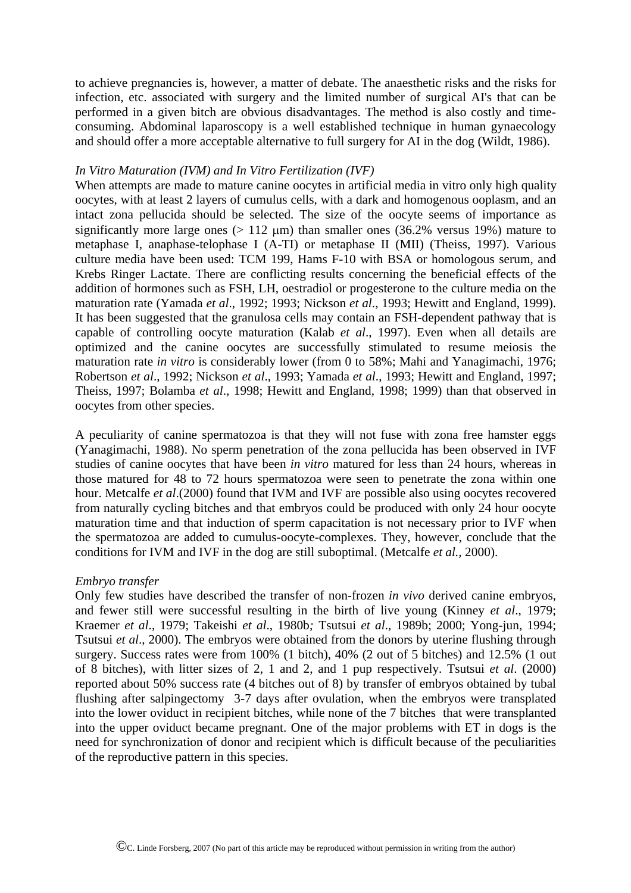to achieve pregnancies is, however, a matter of debate. The anaesthetic risks and the risks for infection, etc. associated with surgery and the limited number of surgical AI's that can be performed in a given bitch are obvious disadvantages. The method is also costly and time-consuming. Abdominal laparoscopy is a well established technique in human gynaecology and should offer a more acceptable alternative to full surgery for AI in the dog (Wildt, 1986).

*In Vitro Maturation (IVM) and In Vitro Fertilization (IVF)*

When attempts are made to mature canine oocytes in artificial media in vitro only high quality oocytes, with at least 2 layers of cumulus cells, with a dark and homogenous ooplasm, and an intact zona pellucida should be selected. The size of the oocyte seems of importance as significantly more large ones (> 112 μm) than smaller ones (36.2% versus 19%) mature to metaphase I, anaphase-telophase I (A-TI) or metaphase II (MII) (Theiss, 1997). Various culture media have been used: TCM 199, Hams F-10 with BSA or homologous serum, and Krebs Ringer Lactate. There are conflicting results concerning the beneficial effects of the addition of hormones such as FSH, LH, oestradiol or progesterone to the culture media on the maturation rate (Yamada *et al*., 1992; 1993; Nickson *et al*., 1993; Hewitt and England, 1999). It has been suggested that the granulosa cells may contain an FSH-dependent pathway that is capable of controlling oocyte maturation (Kalab *et al*., 1997). Even when all details are optimized and the canine oocytes are successfully stimulated to resume meiosis the maturation rate *in vitro* is considerably lower (from 0 to 58%; Mahi and Yanagimachi, 1976; Robertson *et al*., 1992; Nickson *et al*., 1993; Yamada *et al*., 1993; Hewitt and England, 1997; Theiss, 1997; Bolamba *et al*., 1998; Hewitt and England, 1998; 1999) than that observed in oocytes from other species.

A peculiarity of canine spermatozoa is that they will not fuse with zona free hamster eggs (Yanagimachi, 1988). No sperm penetration of the zona pellucida has been observed in IVF studies of canine oocytes that have been *in vitro* matured for less than 24 hours, whereas in those matured for 48 to 72 hours spermatozoa were seen to penetrate the zona within one hour. Metcalfe *et al*.(2000) found that IVM and IVF are possible also using oocytes recovered from naturally cycling bitches and that embryos could be produced with only 24 hour oocyte maturation time and that induction of sperm capacitation is not necessary prior to IVF when the spermatozoa are added to cumulus-oocyte-complexes. They, however, conclude that the conditions for IVM and IVF in the dog are still suboptimal. (Metcalfe *et al.,* 2000).

*Embryo transfer*

Only few studies have described the transfer of non-frozen *in vivo* derived canine embryos, and fewer still were successful resulting in the birth of live young (Kinney *et al*., 1979; Kraemer *et al*., 1979; Takeishi *et al*., 1980b*;* Tsutsui *et al*., 1989b; 2000; Yong-jun, 1994; Tsutsui *et al*., 2000). The embryos were obtained from the donors by uterine flushing through surgery. Success rates were from 100% (1 bitch), 40% (2 out of 5 bitches) and 12.5% (1 out of 8 bitches), with litter sizes of 2, 1 and 2, and 1 pup respectively. Tsutsui *et al*. (2000) reported about 50% success rate (4 bitches out of 8) by transfer of embryos obtained by tubal flushing after salpingectomy 3-7 days after ovulation, when the embryos were transplanted into the lower oviduct in recipient bitches, while none of the 7 bitches that were transplanted into the upper oviduct became pregnant. One of the major problems with ET in dogs is the need for synchronization of donor and recipient which is difficult because of the peculiarities of the reproductive pattern in this species.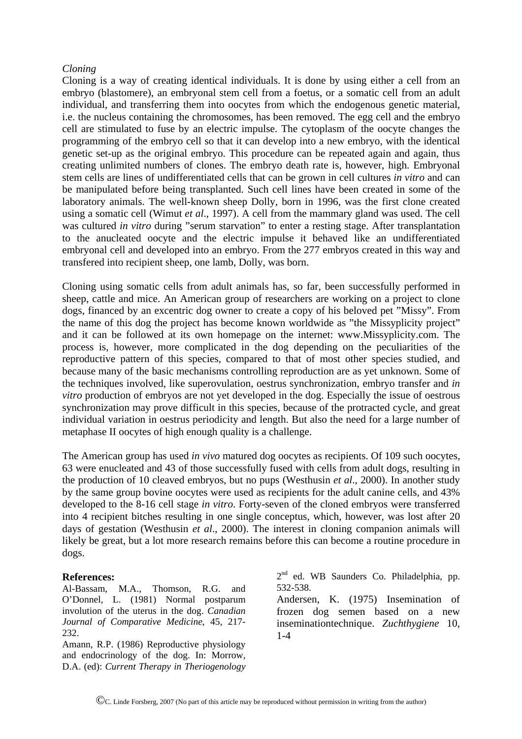*Cloning*

Cloning is a way of creating identical individuals. It is done by using either a cell from an embryo (blastomere), an embryonal stem cell from a foetus, or a somatic cell from an adult individual, and transferring them into oocytes from which the endogenous genetic material, i.e. the nucleus containing the chromosomes, has been removed. The egg cell and the embryo cell are stimulated to fuse by an electric impulse. The cytoplasm of the oocyte changes the programming of the embryo cell so that it can develop into a new embryo, with the identical genetic set-up as the original embryo. This procedure can be repeated again and again, thus creating unlimited numbers of clones. The embryo death rate is, however, high. Embryonal stem cells are lines of undifferentiated cells that can be grown in cell cultures *in vitro* and can be manipulated before being transplanted. Such cell lines have been created in some of the laboratory animals. The well-known sheep Dolly, born in 1996, was the first clone created using a somatic cell (Wimut *et al*., 1997). A cell from the mammary gland was used. The cell was cultured *in vitro* during "serum starvation" to enter a resting stage. After transplantation to the anucleated oocyte and the electric impulse it behaved like an undifferentiated embryonal cell and developed into an embryo. From the 277 embryos created in this way and transfered into recipient sheep, one lamb, Dolly, was born.

Cloning using somatic cells from adult animals has, so far, been successfully performed in sheep, cattle and mice. An American group of researchers are working on a project to clone dogs, financed by an excentric dog owner to create a copy of his beloved pet "Missy". From the name of this dog the project has become known worldwide as "the Missyplicity project" and it can be followed at its own homepage on the internet: www.Missyplicity.com. The process is, however, more complicated in the dog depending on the peculiarities of the reproductive pattern of this species, compared to that of most other species studied, and because many of the basic mechanisms controlling reproduction are as yet unknown. Some of the techniques involved, like superovulation, oestrus synchronization, embryo transfer and *in vitro* production of embryos are not yet developed in the dog. Especially the issue of oestrous synchronization may prove difficult in this species, because of the protracted cycle, and great individual variation in oestrus periodicity and length. But also the need for a large number of metaphase II oocytes of high enough quality is a challenge.

The American group has used *in vivo* matured dog oocytes as recipients. Of 109 such oocytes, 63 were enucleated and 43 of those successfully fused with cells from adult dogs, resulting in the production of 10 cleaved embryos, but no pups (Westhusin *et al*., 2000). In another study by the same group bovine oocytes were used as recipients for the adult canine cells, and 43% developed to the 8-16 cell stage *in vitro*. Forty-seven of the cloned embryos were transferred into 4 recipient bitches resulting in one single conceptus, which, however, was lost after 20 days of gestation (Westhusin *et al*., 2000). The interest in cloning companion animals will likely be great, but a lot more research remains before this can become a routine procedure in dogs.

**References:**

Al-Bassam, M.A., Thomson, R.G. and O'Donnel, L. (1981) Normal postparum involution of the uterus in the dog. *Canadian Journal of Comparative Medicine*, 45, 217-232.

Amann, R.P. (1986) Reproductive physiology and endocrinology of the dog. In: Morrow, D.A. (ed): *Current Therapy in Theriogenology* 2nd ed. WB Saunders Co. Philadelphia, pp. 532-538.

Andersen, K. (1975) Insemination of frozen dog semen based on a new inseminationtechnique. *Zuchthygiene* 10, 1-4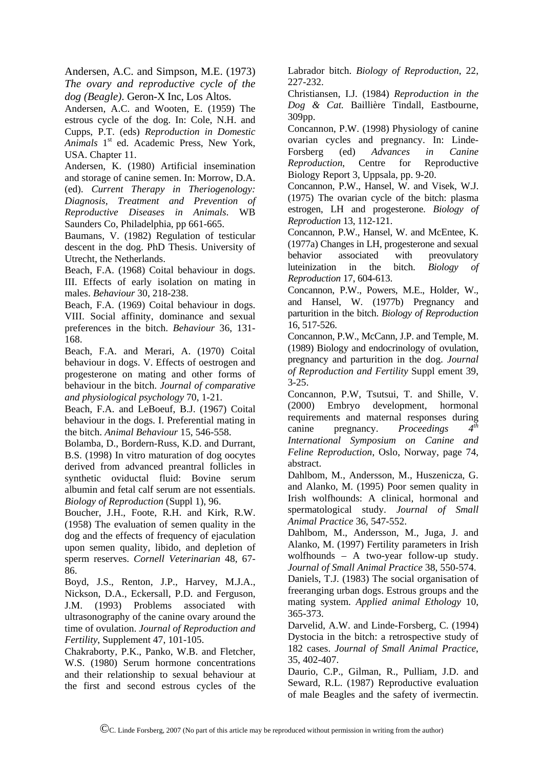Andersen, A.C. and Simpson, M.E. (1973) *The ovary and reproductive cycle of the dog (Beagle)*. Geron-X Inc, Los Altos.

Andersen, A.C. and Wooten, E. (1959) The estrous cycle of the dog. In: Cole, N.H. and Cupps, P.T. (eds) *Reproduction in Domestic Animals* 1st ed. Academic Press, New York, USA. Chapter 11.

Andersen, K. (1980) Artificial insemination and storage of canine semen. In: Morrow, D.A. (ed). *Current Therapy in Theriogenology: Diagnosis, Treatment and Prevention of Reproductive Diseases in Animals*. WB Saunders Co, Philadelphia, pp 661-665.

Baumans, V. (1982) Regulation of testicular descent in the dog. PhD Thesis. University of Utrecht, the Netherlands.

Beach, F.A. (1968) Coital behaviour in dogs. III. Effects of early isolation on mating in males. *Behaviour* 30, 218-238.

Beach, F.A. (1969) Coital behaviour in dogs. VIII. Social affinity, dominance and sexual preferences in the bitch. *Behaviour* 36, 131-168.

Beach, F.A. and Merari, A. (1970) Coital behaviour in dogs. V. Effects of oestrogen and progesterone on mating and other forms of behaviour in the bitch. *Journal of comparative and physiological psychology* 70, 1-21.

Beach, F.A. and LeBoeuf, B.J. (1967) Coital behaviour in the dogs. I. Preferential mating in the bitch. *Animal Behaviour* 15, 546-558.

Bolamba, D., Bordern-Russ, K.D. and Durrant, B.S. (1998) In vitro maturation of dog oocytes derived from advanced preantral follicles in synthetic oviductal fluid: Bovine serum albumin and fetal calf serum are not essentials. *Biology of Reproduction* (Suppl 1), 96.

Boucher, J.H., Foote, R.H. and Kirk, R.W. (1958) The evaluation of semen quality in the dog and the effects of frequency of ejaculation upon semen quality, libido, and depletion of sperm reserves. *Cornell Veterinarian* 48, 67-86.

Boyd, J.S., Renton, J.P., Harvey, M.J.A., Nickson, D.A., Eckersall, P.D. and Ferguson, J.M. (1993) Problems associated with ultrasonography of the canine ovary around the time of ovulation. *Journal of Reproduction and Fertility*, Supplement 47, 101-105.

Chakraborty, P.K., Panko, W.B. and Fletcher, W.S. (1980) Serum hormone concentrations and their relationship to sexual behaviour at the first and second estrous cycles of the Labrador bitch. *Biology of Reproduction*, 22, 227-232.

Christiansen, I.J. (1984) *Reproduction in the Dog & Cat.* Baillière Tindall, Eastbourne, 309pp.

Concannon, P.W. (1998) Physiology of canine ovarian cycles and pregnancy. In: Linde-Forsberg (ed) *Advances in Canine Reproduction*, Centre for Reproductive Biology Report 3, Uppsala, pp. 9-20.

Concannon, P.W., Hansel, W. and Visek, W.J. (1975) The ovarian cycle of the bitch: plasma estrogen, LH and progesterone. *Biology of Reproduction* 13, 112-121.

Concannon, P.W., Hansel, W. and McEntee, K. (1977a) Changes in LH, progesterone and sexual behavior associated with preovulatory luteinization in the bitch. *Biology of Reproduction* 17, 604-613.

Concannon, P.W., Powers, M.E., Holder, W., and Hansel, W. (1977b) Pregnancy and parturition in the bitch. *Biology of Reproduction* 16, 517-526.

Concannon, P.W., McCann, J.P. and Temple, M. (1989) Biology and endocrinology of ovulation, pregnancy and parturition in the dog. *Journal of Reproduction and Fertility* Suppl ement 39, 3-25.

Concannon, P.W, Tsutsui, T. and Shille, V. (2000) Embryo development, hormonal requirements and maternal responses during canine pregnancy. *Proceedings 4th International Symposium on Canine and Feline Reproduction*, Oslo, Norway, page 74, abstract.

Dahlbom, M., Andersson, M., Huszenicza, G. and Alanko, M. (1995) Poor semen quality in Irish wolfhounds: A clinical, hormonal and spermatological study. *Journal of Small Animal Practice* 36, 547-552.

Dahlbom, M., Andersson, M., Juga, J. and Alanko, M. (1997) Fertility parameters in Irish wolfhounds – A two-year follow-up study. *Journal of Small Animal Practice* 38, 550-574.

Daniels, T.J. (1983) The social organisation of freeranging urban dogs. Estrous groups and the mating system. *Applied animal Ethology* 10, 365-373.

Darvelid, A.W. and Linde-Forsberg, C. (1994) Dystocia in the bitch: a retrospective study of 182 cases. *Journal of Small Animal Practice*, 35, 402-407.

Daurio, C.P., Gilman, R., Pulliam, J.D. and Seward, R.L. (1987) Reproductive evaluation of male Beagles and the safety of ivermectin.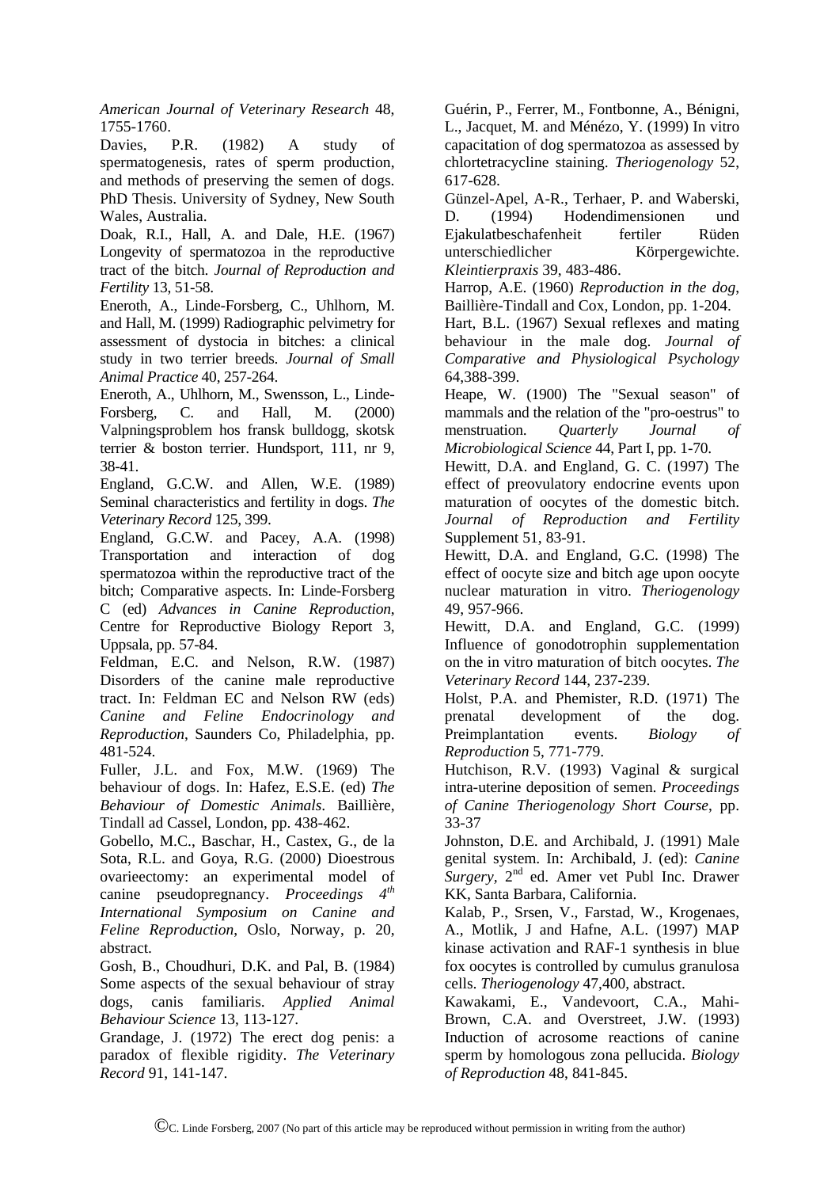*American Journal of Veterinary Research* 48, 1755-1760.

Davies, P.R. (1982) A study of spermatogenesis, rates of sperm production, and methods of preserving the semen of dogs. PhD Thesis. University of Sydney, New South Wales, Australia.

Doak, R.I., Hall, A. and Dale, H.E. (1967) Longevity of spermatozoa in the reproductive tract of the bitch. *Journal of Reproduction and Fertility* 13, 51-58.

Eneroth, A., Linde-Forsberg, C., Uhlhorn, M. and Hall, M. (1999) Radiographic pelvimetry for assessment of dystocia in bitches: a clinical study in two terrier breeds. *Journal of Small Animal Practice* 40, 257-264.

Eneroth, A., Uhlhorn, M., Swensson, L., Linde-Forsberg, C. and Hall, M. (2000) Valpningsproblem hos fransk bulldogg, skotsk terrier & boston terrier. Hundsport, 111, nr 9, 38-41.

England, G.C.W. and Allen, W.E. (1989) Seminal characteristics and fertility in dogs. *The Veterinary Record* 125, 399.

England, G.C.W. and Pacey, A.A. (1998) Transportation and interaction of dog spermatozoa within the reproductive tract of the bitch; Comparative aspects. In: Linde-Forsberg C (ed) *Advances in Canine Reproduction*, Centre for Reproductive Biology Report 3, Uppsala, pp. 57-84.

Feldman, E.C. and Nelson, R.W. (1987) Disorders of the canine male reproductive tract. In: Feldman EC and Nelson RW (eds) *Canine and Feline Endocrinology and Reproduction*, Saunders Co, Philadelphia, pp. 481-524.

Fuller, J.L. and Fox, M.W. (1969) The behaviour of dogs. In: Hafez, E.S.E. (ed) *The Behaviour of Domestic Animals*. Baillière, Tindall ad Cassel, London, pp. 438-462.

Gobello, M.C., Baschar, H., Castex, G., de la Sota, R.L. and Goya, R.G. (2000) Dioestrous ovarieectomy: an experimental model of canine pseudopregnancy. *Proceedings 4th International Symposium on Canine and Feline Reproduction*, Oslo, Norway, p. 20, abstract.

Gosh, B., Choudhuri, D.K. and Pal, B. (1984) Some aspects of the sexual behaviour of stray dogs, canis familiaris. *Applied Animal Behaviour Science* 13, 113-127.

Grandage, J. (1972) The erect dog penis: a paradox of flexible rigidity. *The Veterinary Record* 91, 141-147.

Guérin, P., Ferrer, M., Fontbonne, A., Bénigni, L., Jacquet, M. and Ménézo, Y. (1999) In vitro capacitation of dog spermatozoa as assessed by chlortetracycline staining. *Theriogenology* 52, 617-628.

Günzel-Apel, A-R., Terhaer, P. and Waberski, D. (1994) Hodendimensionen und Ejakulatbeschafenheit fertiler Rüden unterschiedlicher Körpergewichte. *Kleintierpraxis* 39, 483-486.

Harrop, A.E. (1960) *Reproduction in the dog*, Baillière-Tindall and Cox, London, pp. 1-204.

Hart, B.L. (1967) Sexual reflexes and mating behaviour in the male dog. *Journal of Comparative and Physiological Psychology* 64,388-399.

Heape, W. (1900) The "Sexual season" of mammals and the relation of the "pro-oestrus" to menstruation. *Quarterly Journal of Microbiological Science* 44, Part I, pp. 1-70.

Hewitt, D.A. and England, G. C. (1997) The effect of preovulatory endocrine events upon maturation of oocytes of the domestic bitch. *Journal of Reproduction and Fertility* Supplement 51, 83-91.

Hewitt, D.A. and England, G.C. (1998) The effect of oocyte size and bitch age upon oocyte nuclear maturation in vitro. *Theriogenology* 49, 957-966.

Hewitt, D.A. and England, G.C. (1999) Influence of gonodotrophin supplementation on the in vitro maturation of bitch oocytes. *The Veterinary Record* 144, 237-239.

Holst, P.A. and Phemister, R.D. (1971) The prenatal development of the dog. Preimplantation events. *Biology of Reproduction* 5, 771-779.

Hutchison, R.V. (1993) Vaginal & surgical intra-uterine deposition of semen. *Proceedings of Canine Theriogenology Short Course*, pp. 33-37

Johnston, D.E. and Archibald, J. (1991) Male genital system. In: Archibald, J. (ed): *Canine Surgery*, 2nd ed. Amer vet Publ Inc. Drawer KK, Santa Barbara, California.

Kalab, P., Srsen, V., Farstad, W., Krogenaes, A., Motlik, J and Hafne, A.L. (1997) MAP kinase activation and RAF-1 synthesis in blue fox oocytes is controlled by cumulus granulosa cells. *Theriogenology* 47,400, abstract.

Kawakami, E., Vandevoort, C.A., Mahi-Brown, C.A. and Overstreet, J.W. (1993) Induction of acrosome reactions of canine sperm by homologous zona pellucida. *Biology of Reproduction* 48, 841-845.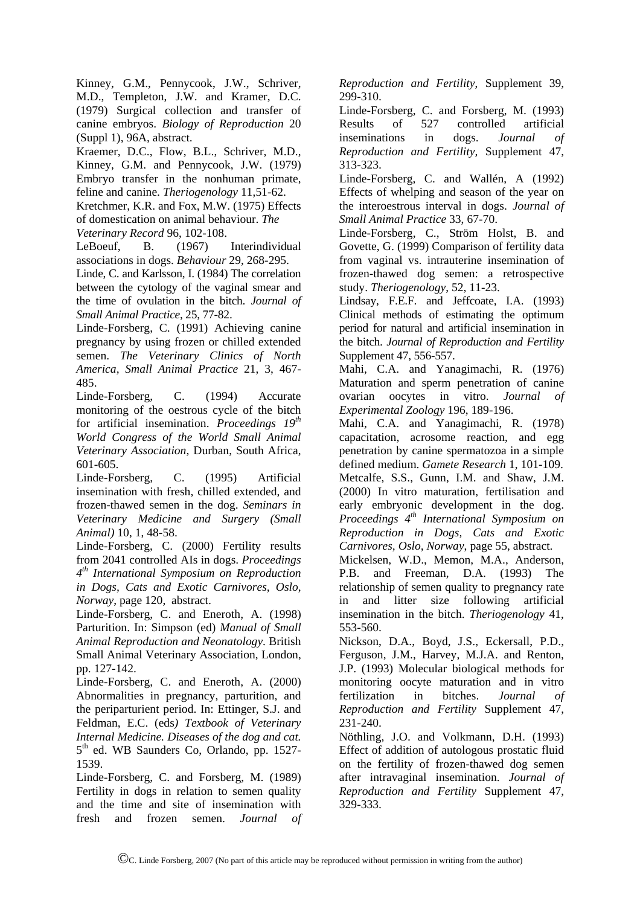Kinney, G.M., Pennycook, J.W., Schriver, M.D., Templeton, J.W. and Kramer, D.C. (1979) Surgical collection and transfer of canine embryos. *Biology of Reproduction* 20 (Suppl 1), 96A, abstract.

Kraemer, D.C., Flow, B.L., Schriver, M.D., Kinney, G.M. and Pennycook, J.W. (1979) Embryo transfer in the nonhuman primate, feline and canine. *Theriogenology* 11,51-62.

Kretchmer, K.R. and Fox, M.W. (1975) Effects of domestication on animal behaviour. *The Veterinary Record* 96, 102-108.

LeBoeuf, B. (1967) Interindividual associations in dogs. *Behaviour* 29, 268-295.

Linde, C. and Karlsson, I. (1984) The correlation between the cytology of the vaginal smear and the time of ovulation in the bitch. *Journal of Small Animal Practice*, 25, 77-82.

Linde-Forsberg, C. (1991) Achieving canine pregnancy by using frozen or chilled extended semen. *The Veterinary Clinics of North America, Small Animal Practice* 21, 3, 467-485.

Linde-Forsberg, C. (1994) Accurate monitoring of the oestrous cycle of the bitch for artificial insemination. *Proceedings 19th World Congress of the World Small Animal Veterinary Association*, Durban, South Africa, 601-605.

Linde-Forsberg, C. (1995) Artificial insemination with fresh, chilled extended, and frozen-thawed semen in the dog. *Seminars in Veterinary Medicine and Surgery (Small Animal)* 10, 1, 48-58.

Linde-Forsberg, C. (2000) Fertility results from 2041 controlled AIs in dogs. *Proceedings 4th International Symposium on Reproduction in Dogs, Cats and Exotic Carnivores, Oslo, Norway*, page 120, abstract.

Linde-Forsberg, C. and Eneroth, A. (1998) Parturition. In: Simpson (ed) *Manual of Small Animal Reproduction and Neonatology*. British Small Animal Veterinary Association, London, pp. 127-142.

Linde-Forsberg, C. and Eneroth, A. (2000) Abnormalities in pregnancy, parturition, and the periparturient period. In: Ettinger, S.J. and Feldman, E.C. (eds*) Textbook of Veterinary Internal Medicine. Diseases of the dog and cat.* 5th ed. WB Saunders Co, Orlando, pp. 1527-1539.

Linde-Forsberg, C. and Forsberg, M. (1989) Fertility in dogs in relation to semen quality and the time and site of insemination with fresh and frozen semen. *Journal of Reproduction and Fertility*, Supplement 39, 299-310.

Linde-Forsberg, C. and Forsberg, M. (1993) Results of 527 controlled artificial inseminations in dogs. *Journal of Reproduction and Fertility,* Supplement 47, 313-323.

Linde-Forsberg, C. and Wallén, A (1992) Effects of whelping and season of the year on the interoestrous interval in dogs. *Journal of Small Animal Practice* 33, 67-70.

Linde-Forsberg, C., Ström Holst, B. and Govette, G. (1999) Comparison of fertility data from vaginal vs. intrauterine insemination of frozen-thawed dog semen: a retrospective study. *Theriogenology*, 52, 11-23.

Lindsay, F.E.F. and Jeffcoate, I.A. (1993) Clinical methods of estimating the optimum period for natural and artificial insemination in the bitch. *Journal of Reproduction and Fertility* Supplement 47, 556-557.

Mahi, C.A. and Yanagimachi, R. (1976) Maturation and sperm penetration of canine ovarian oocytes in vitro. *Journal of Experimental Zoology* 196, 189-196.

Mahi, C.A. and Yanagimachi, R. (1978) capacitation, acrosome reaction, and egg penetration by canine spermatozoa in a simple defined medium. *Gamete Research* 1, 101-109.

Metcalfe, S.S., Gunn, I.M. and Shaw, J.M. (2000) In vitro maturation, fertilisation and early embryonic development in the dog. *Proceedings 4th International Symposium on Reproduction in Dogs, Cats and Exotic Carnivores, Oslo, Norway*, page 55, abstract.

Mickelsen, W.D., Memon, M.A., Anderson, P.B. and Freeman, D.A. (1993) The relationship of semen quality to pregnancy rate in and litter size following artificial insemination in the bitch. *Theriogenology* 41, 553-560.

Nickson, D.A., Boyd, J.S., Eckersall, P.D., Ferguson, J.M., Harvey, M.J.A. and Renton, J.P. (1993) Molecular biological methods for monitoring oocyte maturation and in vitro fertilization in bitches. *Journal of Reproduction and Fertility* Supplement 47, 231-240.

Nöthling, J.O. and Volkmann, D.H. (1993) Effect of addition of autologous prostatic fluid on the fertility of frozen-thawed dog semen after intravaginal insemination. *Journal of Reproduction and Fertility* Supplement 47, 329-333.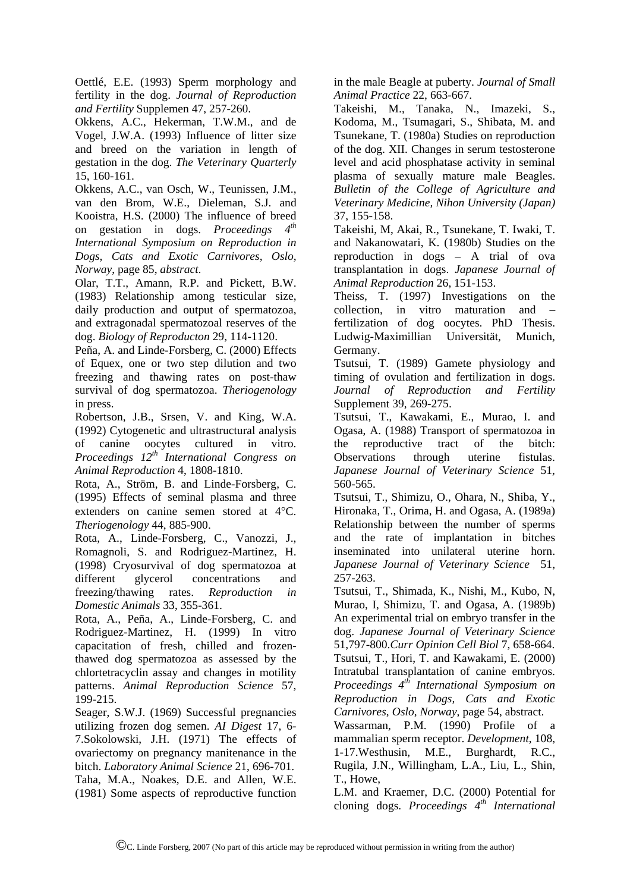Oettlé, E.E. (1993) Sperm morphology and fertility in the dog. *Journal of Reproduction and Fertility* Supplemen 47, 257-260.

Okkens, A.C., Hekerman, T.W.M., and de Vogel, J.W.A. (1993) Influence of litter size and breed on the variation in length of gestation in the dog. *The Veterinary Quarterly* 15, 160-161.

Okkens, A.C., van Osch, W., Teunissen, J.M., van den Brom, W.E., Dieleman, S.J. and Kooistra, H.S. (2000) The influence of breed on gestation in dogs. *Proceedings 4th International Symposium on Reproduction in Dogs, Cats and Exotic Carnivores, Oslo, Norway*, page 85, *abstract*.

Olar, T.T., Amann, R.P. and Pickett, B.W. (1983) Relationship among testicular size, daily production and output of spermatozoa, and extragonadal spermatozoal reserves of the dog. *Biology of Reproducton* 29, 114-1120.

Peña, A. and Linde-Forsberg, C. (2000) Effects of Equex, one or two step dilution and two freezing and thawing rates on post-thaw survival of dog spermatozoa. *Theriogenology* in press.

Robertson, J.B., Srsen, V. and King, W.A. (1992) Cytogenetic and ultrastructural analysis of canine oocytes cultured in vitro. *Proceedings 12th International Congress on Animal Reproduction* 4, 1808-1810.

Rota, A., Ström, B. and Linde-Forsberg, C. (1995) Effects of seminal plasma and three extenders on canine semen stored at 4°C. *Theriogenology* 44, 885-900.

Rota, A., Linde-Forsberg, C., Vanozzi, J., Romagnoli, S. and Rodriguez-Martinez, H. (1998) Cryosurvival of dog spermatozoa at different glycerol concentrations and freezing/thawing rates. *Reproduction in Domestic Animals* 33, 355-361.

Rota, A., Peña, A., Linde-Forsberg, C. and Rodriguez-Martinez, H. (1999) In vitro capacitation of fresh, chilled and frozen-thawed dog spermatozoa as assessed by the chlortetracyclin assay and changes in motility patterns. *Animal Reproduction Science* 57, 199-215.

Seager, S.W.J. (1969) Successful pregnancies utilizing frozen dog semen. *AI Digest* 17, 6-7.Sokolowski, J.H. (1971) The effects of ovariectomy on pregnancy manitenance in the bitch. *Laboratory Animal Science* 21, 696-701.

Taha, M.A., Noakes, D.E. and Allen, W.E. (1981) Some aspects of reproductive function in the male Beagle at puberty. *Journal of Small Animal Practice* 22, 663-667.

Takeishi, M., Tanaka, N., Imazeki, S., Kodoma, M., Tsumagari, S., Shibata, M. and Tsunekane, T. (1980a) Studies on reproduction of the dog. XII. Changes in serum testosterone level and acid phosphatase activity in seminal plasma of sexually mature male Beagles. *Bulletin of the College of Agriculture and Veterinary Medicine, Nihon University (Japan)* 37, 155-158.

Takeishi, M, Akai, R., Tsunekane, T. Iwaki, T. and Nakanowatari, K. (1980b) Studies on the reproduction in dogs – A trial of ova transplantation in dogs. *Japanese Journal of Animal Reproduction* 26, 151-153.

Theiss, T. (1997) Investigations on the collection, in vitro maturation and – fertilization of dog oocytes. PhD Thesis. Ludwig-Maximillian Universität, Munich, Germany.

Tsutsui, T. (1989) Gamete physiology and timing of ovulation and fertilization in dogs. *Journal of Reproduction and Fertility* Supplement 39, 269-275.

Tsutsui, T., Kawakami, E., Murao, I. and Ogasa, A. (1988) Transport of spermatozoa in the reproductive tract of the bitch: Observations through uterine fistulas. *Japanese Journal of Veterinary Science* 51, 560-565.

Tsutsui, T., Shimizu, O., Ohara, N., Shiba, Y., Hironaka, T., Orima, H. and Ogasa, A. (1989a) Relationship between the number of sperms and the rate of implantation in bitches inseminated into unilateral uterine horn. *Japanese Journal of Veterinary Science* 51, 257-263.

Tsutsui, T., Shimada, K., Nishi, M., Kubo, N, Murao, I, Shimizu, T. and Ogasa, A. (1989b) An experimental trial on embryo transfer in the dog. *Japanese Journal of Veterinary Science* 51,797-800.*Curr Opinion Cell Biol* 7, 658-664.

Tsutsui, T., Hori, T. and Kawakami, E. (2000) Intratubal transplantation of canine embryos. *Proceedings 4th International Symposium on Reproduction in Dogs, Cats and Exotic Carnivores, Oslo, Norway*, page 54, abstract.

Wassarman, P.M. (1990) Profile of a mammalian sperm receptor. *Development*, 108, 1-17.Westhusin, M.E., Burghardt, R.C., Rugila, J.N., Willingham, L.A., Liu, L., Shin, T., Howe,

L.M. and Kraemer, D.C. (2000) Potential for cloning dogs. *Proceedings 4th International*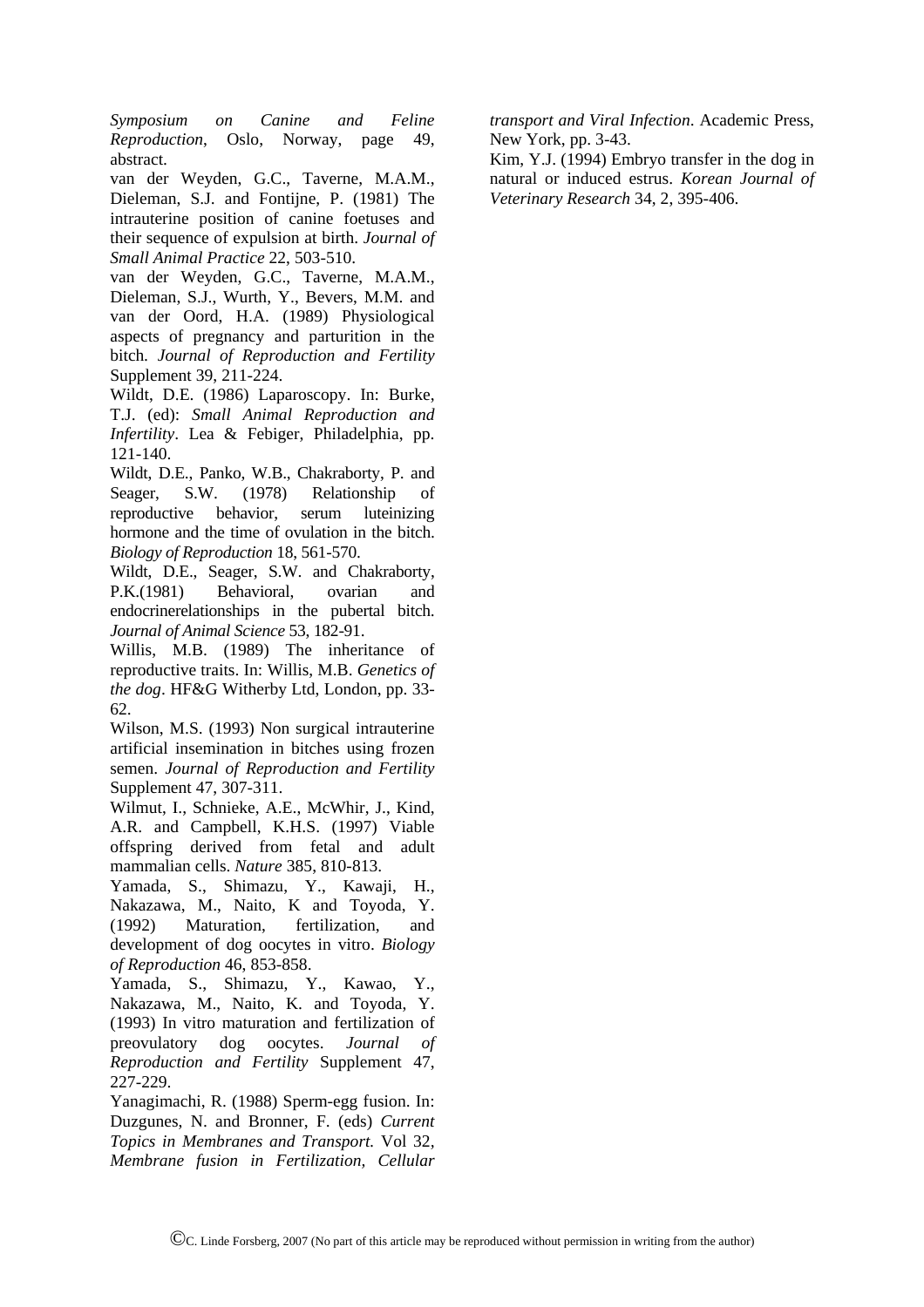*Symposium on Canine and Feline Reproduction*, Oslo, Norway, page 49, abstract.

van der Weyden, G.C., Taverne, M.A.M., Dieleman, S.J. and Fontijne, P. (1981) The intrauterine position of canine foetuses and their sequence of expulsion at birth. *Journal of Small Animal Practice* 22, 503-510.

van der Weyden, G.C., Taverne, M.A.M., Dieleman, S.J., Wurth, Y., Bevers, M.M. and van der Oord, H.A. (1989) Physiological aspects of pregnancy and parturition in the bitch. *Journal of Reproduction and Fertility* Supplement 39, 211-224.

Wildt, D.E. (1986) Laparoscopy. In: Burke, T.J. (ed): *Small Animal Reproduction and Infertility*. Lea & Febiger, Philadelphia, pp. 121-140.

Wildt, D.E., Panko, W.B., Chakraborty, P. and Seager, S.W. (1978) Relationship of reproductive behavior, serum luteinizing hormone and the time of ovulation in the bitch. *Biology of Reproduction* 18, 561-570.

Wildt, D.E., Seager, S.W. and Chakraborty, P.K.(1981) Behavioral, ovarian and endocrinerelationships in the pubertal bitch. *Journal of Animal Science* 53, 182-91.

Willis, M.B. (1989) The inheritance of reproductive traits. In: Willis, M.B. *Genetics of the dog*. HF&G Witherby Ltd, London, pp. 33-62.

Wilson, M.S. (1993) Non surgical intrauterine artificial insemination in bitches using frozen semen. *Journal of Reproduction and Fertility* Supplement 47, 307-311.

Wilmut, I., Schnieke, A.E., McWhir, J., Kind, A.R. and Campbell, K.H.S. (1997) Viable offspring derived from fetal and adult mammalian cells. *Nature* 385, 810-813.

Yamada, S., Shimazu, Y., Kawaji, H., Nakazawa, M., Naito, K and Toyoda, Y. (1992) Maturation, fertilization, and development of dog oocytes in vitro. *Biology of Reproduction* 46, 853-858.

Yamada, S., Shimazu, Y., Kawao, Y., Nakazawa, M., Naito, K. and Toyoda, Y. (1993) In vitro maturation and fertilization of preovulatory dog oocytes. *Journal of Reproduction and Fertility* Supplement 47, 227-229.

Yanagimachi, R. (1988) Sperm-egg fusion. In: Duzgunes, N. and Bronner, F. (eds) *Current Topics in Membranes and Transport.* Vol 32, *Membrane fusion in Fertilization, Cellular transport and Viral Infection*. Academic Press, New York, pp. 3-43.

Kim, Y.J. (1994) Embryo transfer in the dog in natural or induced estrus. *Korean Journal of Veterinary Research* 34, 2, 395-406.

©C. Linde Forsberg, 2007 (No part of this article may be reproduced without permission in writing from the author)